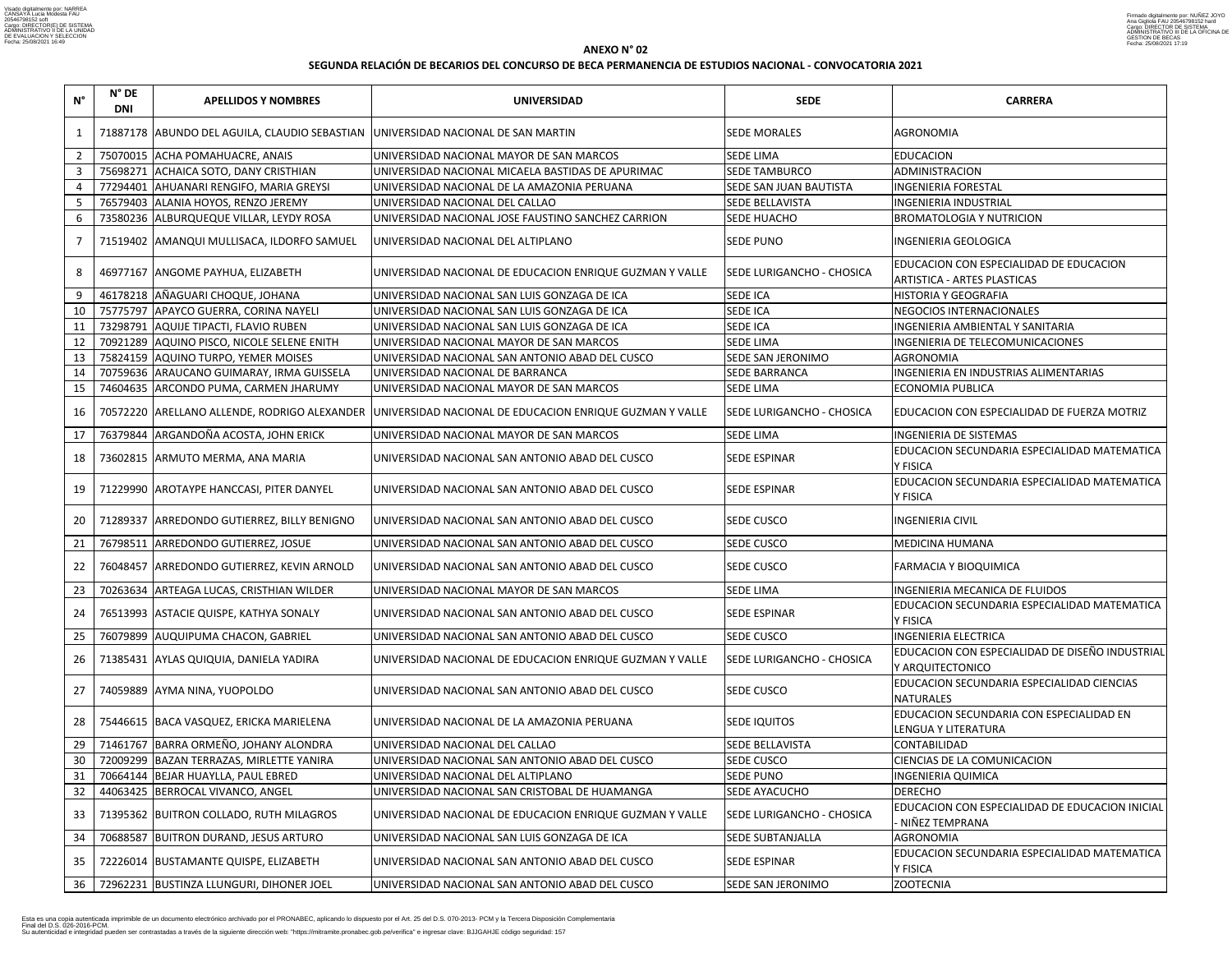Visado digitalmente por: NARREA CANSAYA Lucia Modesta FAU 20546798152 soft
Cargo: DIRECTOR(E) DE SISTEMA ADMINISTRATIVO II DE LA UNIDAD DE EVALUACION Y SELECCION
Fecha: 25/08/2021 16:49

Firmado digitalmente por: NUÑEZ JOYO Ana Gigliola FAU 20546798152 hard
Cargo: DIRECTOR DE SISTEMA ADMINISTRATIVO III DE LA OFICINA DE GESTION DE BECAS
Fecha: 25/08/2021 17:19

**ANEXO N° 02**

**SEGUNDA RELACIÓN DE BECARIOS DEL CONCURSO DE BECA PERMANENCIA DE ESTUDIOS NACIONAL - CONVOCATORIA 2021**

| N° | N° DE DNI | APELLIDOS Y NOMBRES | UNIVERSIDAD | SEDE | CARRERA |
|---|---|---|---|---|---|
| 1 | 71887178 | ABUNDO DEL AGUILA, CLAUDIO SEBASTIAN | UNIVERSIDAD NACIONAL DE SAN MARTIN | SEDE MORALES | AGRONOMIA |
| 2 | 75070015 | ACHA POMAHUACRE, ANAIS | UNIVERSIDAD NACIONAL MAYOR DE SAN MARCOS | SEDE LIMA | EDUCACION |
| 3 | 75698271 | ACHAICA SOTO, DANY CRISTHIAN | UNIVERSIDAD NACIONAL MICAELA BASTIDAS DE APURIMAC | SEDE TAMBURCO | ADMINISTRACION |
| 4 | 77294401 | AHUANARI RENGIFO, MARIA GREYSI | UNIVERSIDAD NACIONAL DE LA AMAZONIA PERUANA | SEDE SAN JUAN BAUTISTA | INGENIERIA FORESTAL |
| 5 | 76579403 | ALANIA HOYOS, RENZO JEREMY | UNIVERSIDAD NACIONAL DEL CALLAO | SEDE BELLAVISTA | INGENIERIA INDUSTRIAL |
| 6 | 73580236 | ALBURQUEQUE VILLAR, LEYDY ROSA | UNIVERSIDAD NACIONAL JOSE FAUSTINO SANCHEZ CARRION | SEDE HUACHO | BROMATOLOGIA Y NUTRICION |
| 7 | 71519402 | AMANQUI MULLISACA, ILDORFO SAMUEL | UNIVERSIDAD NACIONAL DEL ALTIPLANO | SEDE PUNO | INGENIERIA GEOLOGICA |
| 8 | 46977167 | ANGOME PAYHUA, ELIZABETH | UNIVERSIDAD NACIONAL DE EDUCACION ENRIQUE GUZMAN Y VALLE | SEDE LURIGANCHO - CHOSICA | EDUCACION CON ESPECIALIDAD DE EDUCACION ARTISTICA - ARTES PLASTICAS |
| 9 | 46178218 | AÑAGUARI CHOQUE, JOHANA | UNIVERSIDAD NACIONAL SAN LUIS GONZAGA DE ICA | SEDE ICA | HISTORIA Y GEOGRAFIA |
| 10 | 75775797 | APAYCO GUERRA, CORINA NAYELI | UNIVERSIDAD NACIONAL SAN LUIS GONZAGA DE ICA | SEDE ICA | NEGOCIOS INTERNACIONALES |
| 11 | 73298791 | AQUIJE TIPACTI, FLAVIO RUBEN | UNIVERSIDAD NACIONAL SAN LUIS GONZAGA DE ICA | SEDE ICA | INGENIERIA AMBIENTAL Y SANITARIA |
| 12 | 70921289 | AQUINO PISCO, NICOLE SELENE ENITH | UNIVERSIDAD NACIONAL MAYOR DE SAN MARCOS | SEDE LIMA | INGENIERIA DE TELECOMUNICACIONES |
| 13 | 75824159 | AQUINO TURPO, YEMER MOISES | UNIVERSIDAD NACIONAL SAN ANTONIO ABAD DEL CUSCO | SEDE SAN JERONIMO | AGRONOMIA |
| 14 | 70759636 | ARAUCANO GUIMARAY, IRMA GUISSELA | UNIVERSIDAD NACIONAL DE BARRANCA | SEDE BARRANCA | INGENIERIA EN INDUSTRIAS ALIMENTARIAS |
| 15 | 74604635 | ARCONDO PUMA, CARMEN JHARUMY | UNIVERSIDAD NACIONAL MAYOR DE SAN MARCOS | SEDE LIMA | ECONOMIA PUBLICA |
| 16 | 70572220 | ARELLANO ALLENDE, RODRIGO ALEXANDER | UNIVERSIDAD NACIONAL DE EDUCACION ENRIQUE GUZMAN Y VALLE | SEDE LURIGANCHO - CHOSICA | EDUCACION CON ESPECIALIDAD DE FUERZA MOTRIZ |
| 17 | 76379844 | ARGANDOÑA ACOSTA, JOHN ERICK | UNIVERSIDAD NACIONAL MAYOR DE SAN MARCOS | SEDE LIMA | INGENIERIA DE SISTEMAS |
| 18 | 73602815 | ARMUTO MERMA, ANA MARIA | UNIVERSIDAD NACIONAL SAN ANTONIO ABAD DEL CUSCO | SEDE ESPINAR | EDUCACION SECUNDARIA ESPECIALIDAD MATEMATICA Y FISICA |
| 19 | 71229990 | AROTAYPE HANCCASI, PITER DANYEL | UNIVERSIDAD NACIONAL SAN ANTONIO ABAD DEL CUSCO | SEDE ESPINAR | EDUCACION SECUNDARIA ESPECIALIDAD MATEMATICA Y FISICA |
| 20 | 71289337 | ARREDONDO GUTIERREZ, BILLY BENIGNO | UNIVERSIDAD NACIONAL SAN ANTONIO ABAD DEL CUSCO | SEDE CUSCO | INGENIERIA CIVIL |
| 21 | 76798511 | ARREDONDO GUTIERREZ, JOSUE | UNIVERSIDAD NACIONAL SAN ANTONIO ABAD DEL CUSCO | SEDE CUSCO | MEDICINA HUMANA |
| 22 | 76048457 | ARREDONDO GUTIERREZ, KEVIN ARNOLD | UNIVERSIDAD NACIONAL SAN ANTONIO ABAD DEL CUSCO | SEDE CUSCO | FARMACIA Y BIOQUIMICA |
| 23 | 70263634 | ARTEAGA LUCAS, CRISTHIAN WILDER | UNIVERSIDAD NACIONAL MAYOR DE SAN MARCOS | SEDE LIMA | INGENIERIA MECANICA DE FLUIDOS |
| 24 | 76513993 | ASTACIE QUISPE, KATHYA SONALY | UNIVERSIDAD NACIONAL SAN ANTONIO ABAD DEL CUSCO | SEDE ESPINAR | EDUCACION SECUNDARIA ESPECIALIDAD MATEMATICA Y FISICA |
| 25 | 76079899 | AUQUIPUMA CHACON, GABRIEL | UNIVERSIDAD NACIONAL SAN ANTONIO ABAD DEL CUSCO | SEDE CUSCO | INGENIERIA ELECTRICA |
| 26 | 71385431 | AYLAS QUIQUIA, DANIELA YADIRA | UNIVERSIDAD NACIONAL DE EDUCACION ENRIQUE GUZMAN Y VALLE | SEDE LURIGANCHO - CHOSICA | EDUCACION CON ESPECIALIDAD DE DISEÑO INDUSTRIAL Y ARQUITECTONICO |
| 27 | 74059889 | AYMA NINA, YUOPOLDO | UNIVERSIDAD NACIONAL SAN ANTONIO ABAD DEL CUSCO | SEDE CUSCO | EDUCACION SECUNDARIA ESPECIALIDAD CIENCIAS NATURALES |
| 28 | 75446615 | BACA VASQUEZ, ERICKA MARIELENA | UNIVERSIDAD NACIONAL DE LA AMAZONIA PERUANA | SEDE IQUITOS | EDUCACION SECUNDARIA CON ESPECIALIDAD EN LENGUA Y LITERATURA |
| 29 | 71461767 | BARRA ORMEÑO, JOHANY ALONDRA | UNIVERSIDAD NACIONAL DEL CALLAO | SEDE BELLAVISTA | CONTABILIDAD |
| 30 | 72009299 | BAZAN TERRAZAS, MIRLETTE YANIRA | UNIVERSIDAD NACIONAL SAN ANTONIO ABAD DEL CUSCO | SEDE CUSCO | CIENCIAS DE LA COMUNICACION |
| 31 | 70664144 | BEJAR HUAYLLA, PAUL EBRED | UNIVERSIDAD NACIONAL DEL ALTIPLANO | SEDE PUNO | INGENIERIA QUIMICA |
| 32 | 44063425 | BERROCAL VIVANCO, ANGEL | UNIVERSIDAD NACIONAL SAN CRISTOBAL DE HUAMANGA | SEDE AYACUCHO | DERECHO |
| 33 | 71395362 | BUITRON COLLADO, RUTH MILAGROS | UNIVERSIDAD NACIONAL DE EDUCACION ENRIQUE GUZMAN Y VALLE | SEDE LURIGANCHO - CHOSICA | EDUCACION CON ESPECIALIDAD DE EDUCACION INICIAL - NIÑEZ TEMPRANA |
| 34 | 70688587 | BUITRON DURAND, JESUS ARTURO | UNIVERSIDAD NACIONAL SAN LUIS GONZAGA DE ICA | SEDE SUBTANJALLA | AGRONOMIA |
| 35 | 72226014 | BUSTAMANTE QUISPE, ELIZABETH | UNIVERSIDAD NACIONAL SAN ANTONIO ABAD DEL CUSCO | SEDE ESPINAR | EDUCACION SECUNDARIA ESPECIALIDAD MATEMATICA Y FISICA |
| 36 | 72962231 | BUSTINZA LLUNGURI, DIHONER JOEL | UNIVERSIDAD NACIONAL SAN ANTONIO ABAD DEL CUSCO | SEDE SAN JERONIMO | ZOOTECNIA |

Esta es una copia autenticada imprimible de un documento electrónico archivado por el PRONABEC, aplicando lo dispuesto por el Art. 25 del D.S. 070-2013- PCM y la Tercera Disposición Complementaria Final del D.S. 026-2016-PCM.
Su autenticidad e integridad pueden ser contrastadas a través de la siguiente dirección web: "https://mitramite.pronabec.gob.pe/verifica" e ingresar clave: BJJGAHJE código seguridad: 157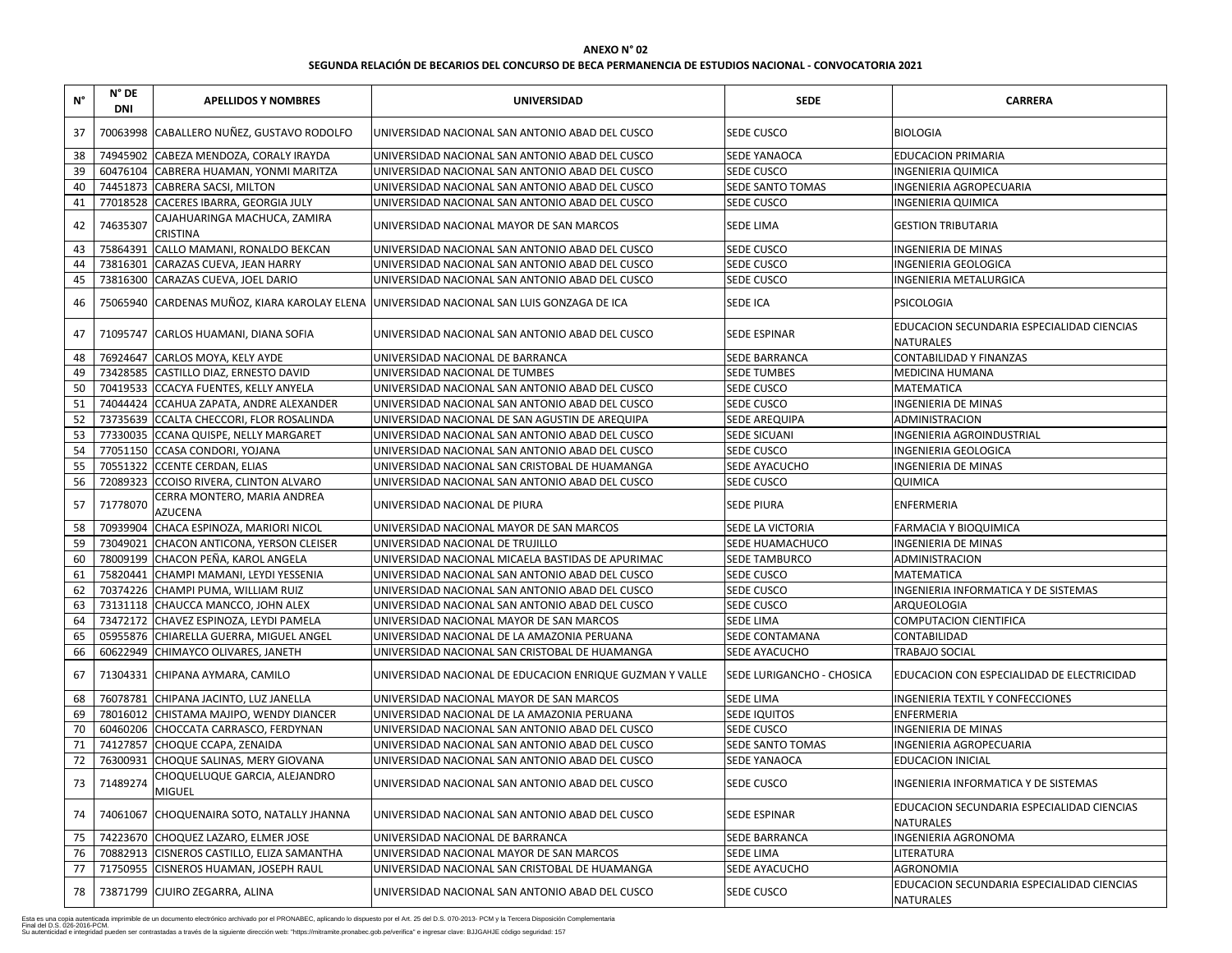**ANEXO N° 02**

**SEGUNDA RELACIÓN DE BECARIOS DEL CONCURSO DE BECA PERMANENCIA DE ESTUDIOS NACIONAL - CONVOCATORIA 2021**

| N° | N° DE DNI | APELLIDOS Y NOMBRES | UNIVERSIDAD | SEDE | CARRERA |
|---|---|---|---|---|---|
| 37 | 70063998 | CABALLERO NUÑEZ, GUSTAVO RODOLFO | UNIVERSIDAD NACIONAL SAN ANTONIO ABAD DEL CUSCO | SEDE CUSCO | BIOLOGIA |
| 38 | 74945902 | CABEZA MENDOZA, CORALY IRAYDA | UNIVERSIDAD NACIONAL SAN ANTONIO ABAD DEL CUSCO | SEDE YANAOCA | EDUCACION PRIMARIA |
| 39 | 60476104 | CABRERA HUAMAN, YONMI MARITZA | UNIVERSIDAD NACIONAL SAN ANTONIO ABAD DEL CUSCO | SEDE CUSCO | INGENIERIA QUIMICA |
| 40 | 74451873 | CABRERA SACSI, MILTON | UNIVERSIDAD NACIONAL SAN ANTONIO ABAD DEL CUSCO | SEDE SANTO TOMAS | INGENIERIA AGROPECUARIA |
| 41 | 77018528 | CACERES IBARRA, GEORGIA JULY | UNIVERSIDAD NACIONAL SAN ANTONIO ABAD DEL CUSCO | SEDE CUSCO | INGENIERIA QUIMICA |
| 42 | 74635307 | CAJAHUARINGA MACHUCA, ZAMIRA CRISTINA | UNIVERSIDAD NACIONAL MAYOR DE SAN MARCOS | SEDE LIMA | GESTION TRIBUTARIA |
| 43 | 75864391 | CALLO MAMANI, RONALDO BEKCAN | UNIVERSIDAD NACIONAL SAN ANTONIO ABAD DEL CUSCO | SEDE CUSCO | INGENIERIA DE MINAS |
| 44 | 73816301 | CARAZAS CUEVA, JEAN HARRY | UNIVERSIDAD NACIONAL SAN ANTONIO ABAD DEL CUSCO | SEDE CUSCO | INGENIERIA GEOLOGICA |
| 45 | 73816300 | CARAZAS CUEVA, JOEL DARIO | UNIVERSIDAD NACIONAL SAN ANTONIO ABAD DEL CUSCO | SEDE CUSCO | INGENIERIA METALURGICA |
| 46 | 75065940 | CARDENAS MUÑOZ, KIARA KAROLAY ELENA | UNIVERSIDAD NACIONAL SAN LUIS GONZAGA DE ICA | SEDE ICA | PSICOLOGIA |
| 47 | 71095747 | CARLOS HUAMANI, DIANA SOFIA | UNIVERSIDAD NACIONAL SAN ANTONIO ABAD DEL CUSCO | SEDE ESPINAR | EDUCACION SECUNDARIA ESPECIALIDAD CIENCIAS NATURALES |
| 48 | 76924647 | CARLOS MOYA, KELY AYDE | UNIVERSIDAD NACIONAL DE BARRANCA | SEDE BARRANCA | CONTABILIDAD Y FINANZAS |
| 49 | 73428585 | CASTILLO DIAZ, ERNESTO DAVID | UNIVERSIDAD NACIONAL DE TUMBES | SEDE TUMBES | MEDICINA HUMANA |
| 50 | 70419533 | CCACYA FUENTES, KELLY ANYELA | UNIVERSIDAD NACIONAL SAN ANTONIO ABAD DEL CUSCO | SEDE CUSCO | MATEMATICA |
| 51 | 74044424 | CCAHUA ZAPATA, ANDRE ALEXANDER | UNIVERSIDAD NACIONAL SAN ANTONIO ABAD DEL CUSCO | SEDE CUSCO | INGENIERIA DE MINAS |
| 52 | 73735639 | CCALTA CHECCORI, FLOR ROSALINDA | UNIVERSIDAD NACIONAL DE SAN AGUSTIN DE AREQUIPA | SEDE AREQUIPA | ADMINISTRACION |
| 53 | 77330035 | CCANA QUISPE, NELLY MARGARET | UNIVERSIDAD NACIONAL SAN ANTONIO ABAD DEL CUSCO | SEDE SICUANI | INGENIERIA AGROINDUSTRIAL |
| 54 | 77051150 | CCASA CONDORI, YOJANA | UNIVERSIDAD NACIONAL SAN ANTONIO ABAD DEL CUSCO | SEDE CUSCO | INGENIERIA GEOLOGICA |
| 55 | 70551322 | CCENTE CERDAN, ELIAS | UNIVERSIDAD NACIONAL SAN CRISTOBAL DE HUAMANGA | SEDE AYACUCHO | INGENIERIA DE MINAS |
| 56 | 72089323 | CCOISO RIVERA, CLINTON ALVARO | UNIVERSIDAD NACIONAL SAN ANTONIO ABAD DEL CUSCO | SEDE CUSCO | QUIMICA |
| 57 | 71778070 | CERRA MONTERO, MARIA ANDREA AZUCENA | UNIVERSIDAD NACIONAL DE PIURA | SEDE PIURA | ENFERMERIA |
| 58 | 70939904 | CHACA ESPINOZA, MARIORI NICOL | UNIVERSIDAD NACIONAL MAYOR DE SAN MARCOS | SEDE LA VICTORIA | FARMACIA Y BIOQUIMICA |
| 59 | 73049021 | CHACON ANTICONA, YERSON CLEISER | UNIVERSIDAD NACIONAL DE TRUJILLO | SEDE HUAMACHUCO | INGENIERIA DE MINAS |
| 60 | 78009199 | CHACON PEÑA, KAROL ANGELA | UNIVERSIDAD NACIONAL MICAELA BASTIDAS DE APURIMAC | SEDE TAMBURCO | ADMINISTRACION |
| 61 | 75820441 | CHAMPI MAMANI, LEYDI YESSENIA | UNIVERSIDAD NACIONAL SAN ANTONIO ABAD DEL CUSCO | SEDE CUSCO | MATEMATICA |
| 62 | 70374226 | CHAMPI PUMA, WILLIAM RUIZ | UNIVERSIDAD NACIONAL SAN ANTONIO ABAD DEL CUSCO | SEDE CUSCO | INGENIERIA INFORMATICA Y DE SISTEMAS |
| 63 | 73131118 | CHAUCCA MANCCO, JOHN ALEX | UNIVERSIDAD NACIONAL SAN ANTONIO ABAD DEL CUSCO | SEDE CUSCO | ARQUEOLOGIA |
| 64 | 73472172 | CHAVEZ ESPINOZA, LEYDI PAMELA | UNIVERSIDAD NACIONAL MAYOR DE SAN MARCOS | SEDE LIMA | COMPUTACION CIENTIFICA |
| 65 | 05955876 | CHIARELLA GUERRA, MIGUEL ANGEL | UNIVERSIDAD NACIONAL DE LA AMAZONIA PERUANA | SEDE CONTAMANA | CONTABILIDAD |
| 66 | 60622949 | CHIMAYCO OLIVARES, JANETH | UNIVERSIDAD NACIONAL SAN CRISTOBAL DE HUAMANGA | SEDE AYACUCHO | TRABAJO SOCIAL |
| 67 | 71304331 | CHIPANA AYMARA, CAMILO | UNIVERSIDAD NACIONAL DE EDUCACION ENRIQUE GUZMAN Y VALLE | SEDE LURIGANCHO - CHOSICA | EDUCACION CON ESPECIALIDAD DE ELECTRICIDAD |
| 68 | 76078781 | CHIPANA JACINTO, LUZ JANELLA | UNIVERSIDAD NACIONAL MAYOR DE SAN MARCOS | SEDE LIMA | INGENIERIA TEXTIL Y CONFECCIONES |
| 69 | 78016012 | CHISTAMA MAJIPO, WENDY DIANCER | UNIVERSIDAD NACIONAL DE LA AMAZONIA PERUANA | SEDE IQUITOS | ENFERMERIA |
| 70 | 60460206 | CHOCCATA CARRASCO, FERDYNAN | UNIVERSIDAD NACIONAL SAN ANTONIO ABAD DEL CUSCO | SEDE CUSCO | INGENIERIA DE MINAS |
| 71 | 74127857 | CHOQUE CCAPA, ZENAIDA | UNIVERSIDAD NACIONAL SAN ANTONIO ABAD DEL CUSCO | SEDE SANTO TOMAS | INGENIERIA AGROPECUARIA |
| 72 | 76300931 | CHOQUE SALINAS, MERY GIOVANA | UNIVERSIDAD NACIONAL SAN ANTONIO ABAD DEL CUSCO | SEDE YANAOCA | EDUCACION INICIAL |
| 73 | 71489274 | CHOQUELUQUE GARCIA, ALEJANDRO MIGUEL | UNIVERSIDAD NACIONAL SAN ANTONIO ABAD DEL CUSCO | SEDE CUSCO | INGENIERIA INFORMATICA Y DE SISTEMAS |
| 74 | 74061067 | CHOQUENAIRA SOTO, NATALLY JHANNA | UNIVERSIDAD NACIONAL SAN ANTONIO ABAD DEL CUSCO | SEDE ESPINAR | EDUCACION SECUNDARIA ESPECIALIDAD CIENCIAS NATURALES |
| 75 | 74223670 | CHOQUEZ LAZARO, ELMER JOSE | UNIVERSIDAD NACIONAL DE BARRANCA | SEDE BARRANCA | INGENIERIA AGRONOMA |
| 76 | 70882913 | CISNEROS CASTILLO, ELIZA SAMANTHA | UNIVERSIDAD NACIONAL MAYOR DE SAN MARCOS | SEDE LIMA | LITERATURA |
| 77 | 71750955 | CISNEROS HUAMAN, JOSEPH RAUL | UNIVERSIDAD NACIONAL SAN CRISTOBAL DE HUAMANGA | SEDE AYACUCHO | AGRONOMIA |
| 78 | 73871799 | CJUIRO ZEGARRA, ALINA | UNIVERSIDAD NACIONAL SAN ANTONIO ABAD DEL CUSCO | SEDE CUSCO | EDUCACION SECUNDARIA ESPECIALIDAD CIENCIAS NATURALES |

Esta es una copia autenticada imprimible de un documento electrónico archivado por el PRONABEC, aplicando lo dispuesto por el Art. 25 del D.S. 070-2013- PCM y la Tercera Disposición Complementaria Final del D.S. 026-2016-PCM.
Su autenticidad e integridad pueden ser contrastadas a través de la siguiente dirección web: "https://mitramite.pronabec.gob.pe/verifica" e ingresar clave: BJJGAHJE código seguridad: 157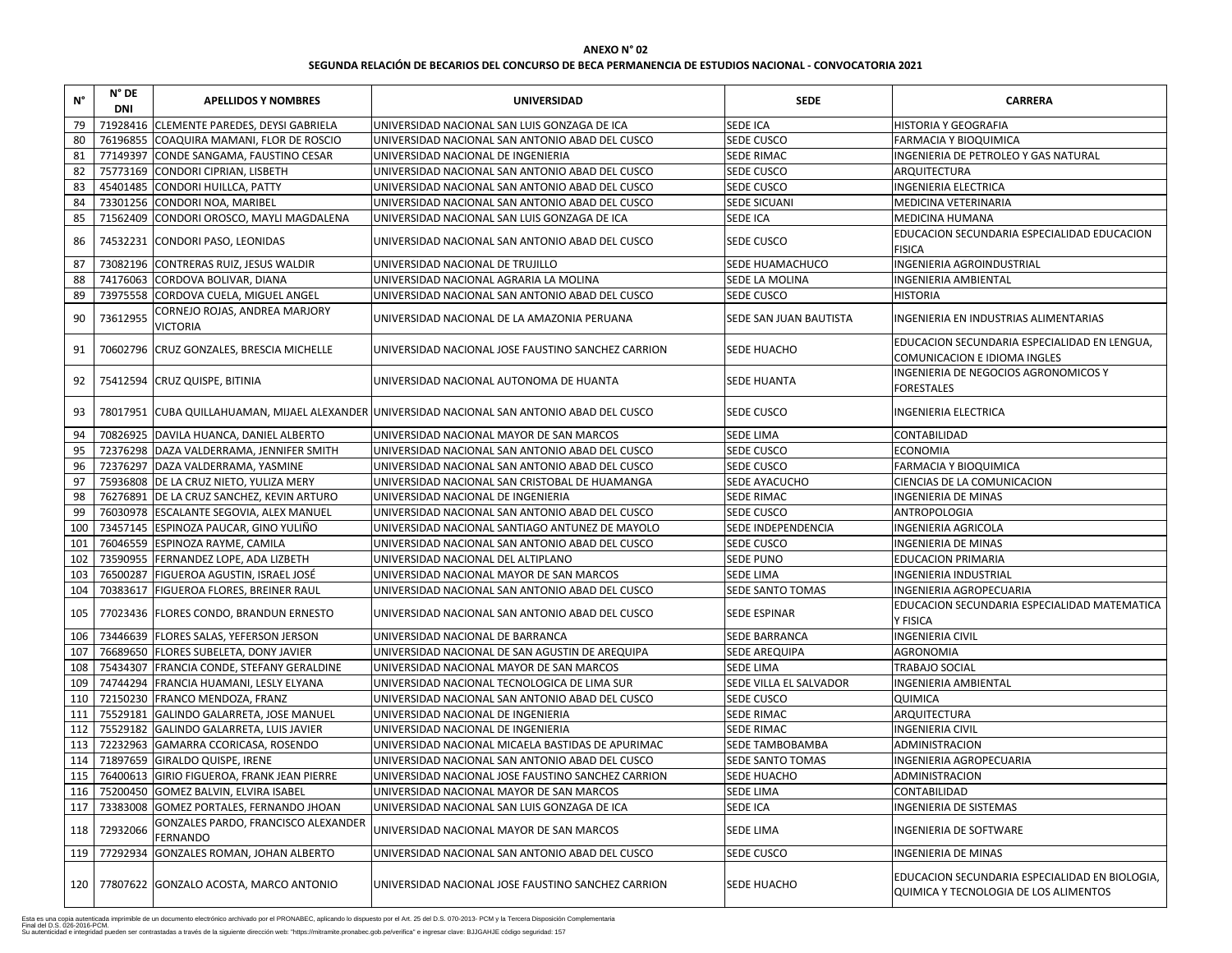**ANEXO N° 02**

**SEGUNDA RELACIÓN DE BECARIOS DEL CONCURSO DE BECA PERMANENCIA DE ESTUDIOS NACIONAL - CONVOCATORIA 2021**

| N° | N° DE DNI | APELLIDOS Y NOMBRES | UNIVERSIDAD | SEDE | CARRERA |
|---|---|---|---|---|---|
| 79 | 71928416 | CLEMENTE PAREDES, DEYSI GABRIELA | UNIVERSIDAD NACIONAL SAN LUIS GONZAGA DE ICA | SEDE ICA | HISTORIA Y GEOGRAFIA |
| 80 | 76196855 | COAQUIRA MAMANI, FLOR DE ROSCIO | UNIVERSIDAD NACIONAL SAN ANTONIO ABAD DEL CUSCO | SEDE CUSCO | FARMACIA Y BIOQUIMICA |
| 81 | 77149397 | CONDE SANGAMA, FAUSTINO CESAR | UNIVERSIDAD NACIONAL DE INGENIERIA | SEDE RIMAC | INGENIERIA DE PETROLEO Y GAS NATURAL |
| 82 | 75773169 | CONDORI CIPRIAN, LISBETH | UNIVERSIDAD NACIONAL SAN ANTONIO ABAD DEL CUSCO | SEDE CUSCO | ARQUITECTURA |
| 83 | 45401485 | CONDORI HUILLCA, PATTY | UNIVERSIDAD NACIONAL SAN ANTONIO ABAD DEL CUSCO | SEDE CUSCO | INGENIERIA ELECTRICA |
| 84 | 73301256 | CONDORI NOA, MARIBEL | UNIVERSIDAD NACIONAL SAN ANTONIO ABAD DEL CUSCO | SEDE SICUANI | MEDICINA VETERINARIA |
| 85 | 71562409 | CONDORI OROSCO, MAYLI MAGDALENA | UNIVERSIDAD NACIONAL SAN LUIS GONZAGA DE ICA | SEDE ICA | MEDICINA HUMANA |
| 86 | 74532231 | CONDORI PASO, LEONIDAS | UNIVERSIDAD NACIONAL SAN ANTONIO ABAD DEL CUSCO | SEDE CUSCO | EDUCACION SECUNDARIA ESPECIALIDAD EDUCACION FISICA |
| 87 | 73082196 | CONTRERAS RUIZ, JESUS WALDIR | UNIVERSIDAD NACIONAL DE TRUJILLO | SEDE HUAMACHUCO | INGENIERIA AGROINDUSTRIAL |
| 88 | 74176063 | CORDOVA BOLIVAR, DIANA | UNIVERSIDAD NACIONAL AGRARIA LA MOLINA | SEDE LA MOLINA | INGENIERIA AMBIENTAL |
| 89 | 73975558 | CORDOVA CUELA, MIGUEL ANGEL | UNIVERSIDAD NACIONAL SAN ANTONIO ABAD DEL CUSCO | SEDE CUSCO | HISTORIA |
| 90 | 73612955 | CORNEJO ROJAS, ANDREA MARJORY VICTORIA | UNIVERSIDAD NACIONAL DE LA AMAZONIA PERUANA | SEDE SAN JUAN BAUTISTA | INGENIERIA EN INDUSTRIAS ALIMENTARIAS |
| 91 | 70602796 | CRUZ GONZALES, BRESCIA MICHELLE | UNIVERSIDAD NACIONAL JOSE FAUSTINO SANCHEZ CARRION | SEDE HUACHO | EDUCACION SECUNDARIA ESPECIALIDAD EN LENGUA, COMUNICACION E IDIOMA INGLES |
| 92 | 75412594 | CRUZ QUISPE, BITINIA | UNIVERSIDAD NACIONAL AUTONOMA DE HUANTA | SEDE HUANTA | INGENIERIA DE NEGOCIOS AGRONOMICOS Y FORESTALES |
| 93 | 78017951 | CUBA QUILLAHUAMAN, MIJAEL ALEXANDER | UNIVERSIDAD NACIONAL SAN ANTONIO ABAD DEL CUSCO | SEDE CUSCO | INGENIERIA ELECTRICA |
| 94 | 70826925 | DAVILA HUANCA, DANIEL ALBERTO | UNIVERSIDAD NACIONAL MAYOR DE SAN MARCOS | SEDE LIMA | CONTABILIDAD |
| 95 | 72376298 | DAZA VALDERRAMA, JENNIFER SMITH | UNIVERSIDAD NACIONAL SAN ANTONIO ABAD DEL CUSCO | SEDE CUSCO | ECONOMIA |
| 96 | 72376297 | DAZA VALDERRAMA, YASMINE | UNIVERSIDAD NACIONAL SAN ANTONIO ABAD DEL CUSCO | SEDE CUSCO | FARMACIA Y BIOQUIMICA |
| 97 | 75936808 | DE LA CRUZ NIETO, YULIZA MERY | UNIVERSIDAD NACIONAL SAN CRISTOBAL DE HUAMANGA | SEDE AYACUCHO | CIENCIAS DE LA COMUNICACION |
| 98 | 76276891 | DE LA CRUZ SANCHEZ, KEVIN ARTURO | UNIVERSIDAD NACIONAL DE INGENIERIA | SEDE RIMAC | INGENIERIA DE MINAS |
| 99 | 76030978 | ESCALANTE SEGOVIA, ALEX MANUEL | UNIVERSIDAD NACIONAL SAN ANTONIO ABAD DEL CUSCO | SEDE CUSCO | ANTROPOLOGIA |
| 100 | 73457145 | ESPINOZA PAUCAR, GINO YULIÑO | UNIVERSIDAD NACIONAL SANTIAGO ANTUNEZ DE MAYOLO | SEDE INDEPENDENCIA | INGENIERIA AGRICOLA |
| 101 | 76046559 | ESPINOZA RAYME, CAMILA | UNIVERSIDAD NACIONAL SAN ANTONIO ABAD DEL CUSCO | SEDE CUSCO | INGENIERIA DE MINAS |
| 102 | 73590955 | FERNANDEZ LOPE, ADA LIZBETH | UNIVERSIDAD NACIONAL DEL ALTIPLANO | SEDE PUNO | EDUCACION PRIMARIA |
| 103 | 76500287 | FIGUEROA AGUSTIN, ISRAEL JOSÉ | UNIVERSIDAD NACIONAL MAYOR DE SAN MARCOS | SEDE LIMA | INGENIERIA INDUSTRIAL |
| 104 | 70383617 | FIGUEROA FLORES, BREINER RAUL | UNIVERSIDAD NACIONAL SAN ANTONIO ABAD DEL CUSCO | SEDE SANTO TOMAS | INGENIERIA AGROPECUARIA |
| 105 | 77023436 | FLORES CONDO, BRANDUN ERNESTO | UNIVERSIDAD NACIONAL SAN ANTONIO ABAD DEL CUSCO | SEDE ESPINAR | EDUCACION SECUNDARIA ESPECIALIDAD MATEMATICA Y FISICA |
| 106 | 73446639 | FLORES SALAS, YEFERSON JERSON | UNIVERSIDAD NACIONAL DE BARRANCA | SEDE BARRANCA | INGENIERIA CIVIL |
| 107 | 76689650 | FLORES SUBELETA, DONY JAVIER | UNIVERSIDAD NACIONAL DE SAN AGUSTIN DE AREQUIPA | SEDE AREQUIPA | AGRONOMIA |
| 108 | 75434307 | FRANCIA CONDE, STEFANY GERALDINE | UNIVERSIDAD NACIONAL MAYOR DE SAN MARCOS | SEDE LIMA | TRABAJO SOCIAL |
| 109 | 74744294 | FRANCIA HUAMANI, LESLY ELYANA | UNIVERSIDAD NACIONAL TECNOLOGICA DE LIMA SUR | SEDE VILLA EL SALVADOR | INGENIERIA AMBIENTAL |
| 110 | 72150230 | FRANCO MENDOZA, FRANZ | UNIVERSIDAD NACIONAL SAN ANTONIO ABAD DEL CUSCO | SEDE CUSCO | QUIMICA |
| 111 | 75529181 | GALINDO GALARRETA, JOSE MANUEL | UNIVERSIDAD NACIONAL DE INGENIERIA | SEDE RIMAC | ARQUITECTURA |
| 112 | 75529182 | GALINDO GALARRETA, LUIS JAVIER | UNIVERSIDAD NACIONAL DE INGENIERIA | SEDE RIMAC | INGENIERIA CIVIL |
| 113 | 72232963 | GAMARRA CCORICASA, ROSENDO | UNIVERSIDAD NACIONAL MICAELA BASTIDAS DE APURIMAC | SEDE TAMBOBAMBA | ADMINISTRACION |
| 114 | 71897659 | GIRALDO QUISPE, IRENE | UNIVERSIDAD NACIONAL SAN ANTONIO ABAD DEL CUSCO | SEDE SANTO TOMAS | INGENIERIA AGROPECUARIA |
| 115 | 76400613 | GIRIO FIGUEROA, FRANK JEAN PIERRE | UNIVERSIDAD NACIONAL JOSE FAUSTINO SANCHEZ CARRION | SEDE HUACHO | ADMINISTRACION |
| 116 | 75200450 | GOMEZ BALVIN, ELVIRA ISABEL | UNIVERSIDAD NACIONAL MAYOR DE SAN MARCOS | SEDE LIMA | CONTABILIDAD |
| 117 | 73383008 | GOMEZ PORTALES, FERNANDO JHOAN | UNIVERSIDAD NACIONAL SAN LUIS GONZAGA DE ICA | SEDE ICA | INGENIERIA DE SISTEMAS |
| 118 | 72932066 | GONZALES PARDO, FRANCISCO ALEXANDER FERNANDO | UNIVERSIDAD NACIONAL MAYOR DE SAN MARCOS | SEDE LIMA | INGENIERIA DE SOFTWARE |
| 119 | 77292934 | GONZALES ROMAN, JOHAN ALBERTO | UNIVERSIDAD NACIONAL SAN ANTONIO ABAD DEL CUSCO | SEDE CUSCO | INGENIERIA DE MINAS |
| 120 | 77807622 | GONZALO ACOSTA, MARCO ANTONIO | UNIVERSIDAD NACIONAL JOSE FAUSTINO SANCHEZ CARRION | SEDE HUACHO | EDUCACION SECUNDARIA ESPECIALIDAD EN BIOLOGIA, QUIMICA Y TECNOLOGIA DE LOS ALIMENTOS |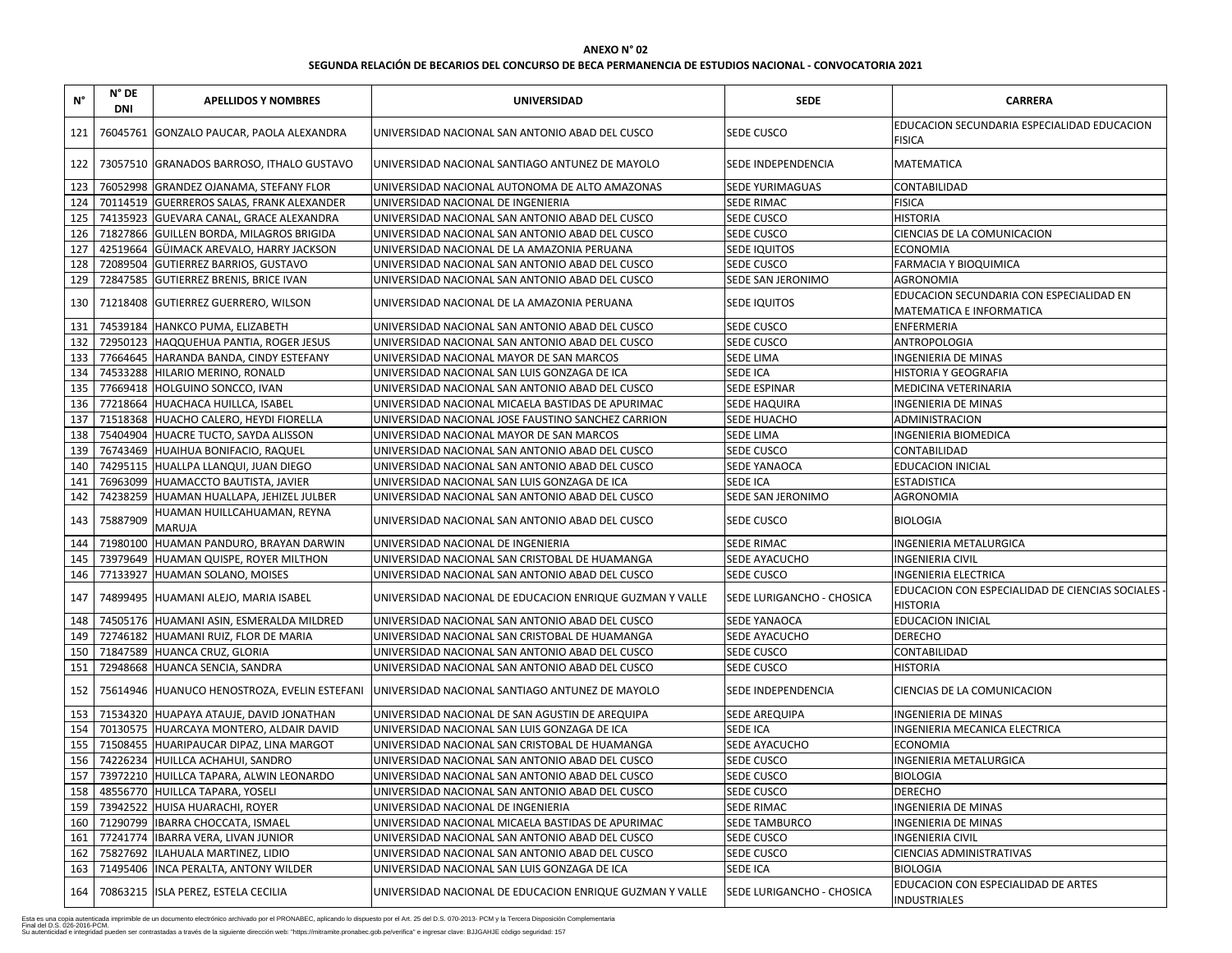**ANEXO N° 02**

**SEGUNDA RELACIÓN DE BECARIOS DEL CONCURSO DE BECA PERMANENCIA DE ESTUDIOS NACIONAL - CONVOCATORIA 2021**

| N° | N° DE DNI | APELLIDOS Y NOMBRES | UNIVERSIDAD | SEDE | CARRERA |
|---|---|---|---|---|---|
| 121 | 76045761 | GONZALO PAUCAR, PAOLA ALEXANDRA | UNIVERSIDAD NACIONAL SAN ANTONIO ABAD DEL CUSCO | SEDE CUSCO | EDUCACION SECUNDARIA ESPECIALIDAD EDUCACION FISICA |
| 122 | 73057510 | GRANADOS BARROSO, ITHALO GUSTAVO | UNIVERSIDAD NACIONAL SANTIAGO ANTUNEZ DE MAYOLO | SEDE INDEPENDENCIA | MATEMATICA |
| 123 | 76052998 | GRANDEZ OJANAMA, STEFANY FLOR | UNIVERSIDAD NACIONAL AUTONOMA DE ALTO AMAZONAS | SEDE YURIMAGUAS | CONTABILIDAD |
| 124 | 70114519 | GUERREROS SALAS, FRANK ALEXANDER | UNIVERSIDAD NACIONAL DE INGENIERIA | SEDE RIMAC | FISICA |
| 125 | 74135923 | GUEVARA CANAL, GRACE ALEXANDRA | UNIVERSIDAD NACIONAL SAN ANTONIO ABAD DEL CUSCO | SEDE CUSCO | HISTORIA |
| 126 | 71827866 | GUILLEN BORDA, MILAGROS BRIGIDA | UNIVERSIDAD NACIONAL SAN ANTONIO ABAD DEL CUSCO | SEDE CUSCO | CIENCIAS DE LA COMUNICACION |
| 127 | 42519664 | GÜIMACK AREVALO, HARRY JACKSON | UNIVERSIDAD NACIONAL DE LA AMAZONIA PERUANA | SEDE IQUITOS | ECONOMIA |
| 128 | 72089504 | GUTIERREZ BARRIOS, GUSTAVO | UNIVERSIDAD NACIONAL SAN ANTONIO ABAD DEL CUSCO | SEDE CUSCO | FARMACIA Y BIOQUIMICA |
| 129 | 72847585 | GUTIERREZ BRENIS, BRICE IVAN | UNIVERSIDAD NACIONAL SAN ANTONIO ABAD DEL CUSCO | SEDE SAN JERONIMO | AGRONOMIA |
| 130 | 71218408 | GUTIERREZ GUERRERO, WILSON | UNIVERSIDAD NACIONAL DE LA AMAZONIA PERUANA | SEDE IQUITOS | EDUCACION SECUNDARIA CON ESPECIALIDAD EN MATEMATICA E INFORMATICA |
| 131 | 74539184 | HANKCO PUMA, ELIZABETH | UNIVERSIDAD NACIONAL SAN ANTONIO ABAD DEL CUSCO | SEDE CUSCO | ENFERMERIA |
| 132 | 72950123 | HAQQUEHUA PANTIA, ROGER JESUS | UNIVERSIDAD NACIONAL SAN ANTONIO ABAD DEL CUSCO | SEDE CUSCO | ANTROPOLOGIA |
| 133 | 77664645 | HARANDA BANDA, CINDY ESTEFANY | UNIVERSIDAD NACIONAL MAYOR DE SAN MARCOS | SEDE LIMA | INGENIERIA DE MINAS |
| 134 | 74533288 | HILARIO MERINO, RONALD | UNIVERSIDAD NACIONAL SAN LUIS GONZAGA DE ICA | SEDE ICA | HISTORIA Y GEOGRAFIA |
| 135 | 77669418 | HOLGUINO SONCCO, IVAN | UNIVERSIDAD NACIONAL SAN ANTONIO ABAD DEL CUSCO | SEDE ESPINAR | MEDICINA VETERINARIA |
| 136 | 77218664 | HUACHACA HUILLCA, ISABEL | UNIVERSIDAD NACIONAL MICAELA BASTIDAS DE APURIMAC | SEDE HAQUIRA | INGENIERIA DE MINAS |
| 137 | 71518368 | HUACHO CALERO, HEYDI FIORELLA | UNIVERSIDAD NACIONAL JOSE FAUSTINO SANCHEZ CARRION | SEDE HUACHO | ADMINISTRACION |
| 138 | 75404904 | HUACRE TUCTO, SAYDA ALISSON | UNIVERSIDAD NACIONAL MAYOR DE SAN MARCOS | SEDE LIMA | INGENIERIA BIOMEDICA |
| 139 | 76743469 | HUAIHUA BONIFACIO, RAQUEL | UNIVERSIDAD NACIONAL SAN ANTONIO ABAD DEL CUSCO | SEDE CUSCO | CONTABILIDAD |
| 140 | 74295115 | HUALLPA LLANQUI, JUAN DIEGO | UNIVERSIDAD NACIONAL SAN ANTONIO ABAD DEL CUSCO | SEDE YANAOCA | EDUCACION INICIAL |
| 141 | 76963099 | HUAMACCTO BAUTISTA, JAVIER | UNIVERSIDAD NACIONAL SAN LUIS GONZAGA DE ICA | SEDE ICA | ESTADISTICA |
| 142 | 74238259 | HUAMAN HUALLAPA, JEHIZEL JULBER | UNIVERSIDAD NACIONAL SAN ANTONIO ABAD DEL CUSCO | SEDE SAN JERONIMO | AGRONOMIA |
| 143 | 75887909 | HUAMAN HUILLCAHUAMAN, REYNA MARUJA | UNIVERSIDAD NACIONAL SAN ANTONIO ABAD DEL CUSCO | SEDE CUSCO | BIOLOGIA |
| 144 | 71980100 | HUAMAN PANDURO, BRAYAN DARWIN | UNIVERSIDAD NACIONAL DE INGENIERIA | SEDE RIMAC | INGENIERIA METALURGICA |
| 145 | 73979649 | HUAMAN QUISPE, ROYER MILTHON | UNIVERSIDAD NACIONAL SAN CRISTOBAL DE HUAMANGA | SEDE AYACUCHO | INGENIERIA CIVIL |
| 146 | 77133927 | HUAMAN SOLANO, MOISES | UNIVERSIDAD NACIONAL SAN ANTONIO ABAD DEL CUSCO | SEDE CUSCO | INGENIERIA ELECTRICA |
| 147 | 74899495 | HUAMANI ALEJO, MARIA ISABEL | UNIVERSIDAD NACIONAL DE EDUCACION ENRIQUE GUZMAN Y VALLE | SEDE LURIGANCHO - CHOSICA | EDUCACION CON ESPECIALIDAD DE CIENCIAS SOCIALES - HISTORIA |
| 148 | 74505176 | HUAMANI ASIN, ESMERALDA MILDRED | UNIVERSIDAD NACIONAL SAN ANTONIO ABAD DEL CUSCO | SEDE YANAOCA | EDUCACION INICIAL |
| 149 | 72746182 | HUAMANI RUIZ, FLOR DE MARIA | UNIVERSIDAD NACIONAL SAN CRISTOBAL DE HUAMANGA | SEDE AYACUCHO | DERECHO |
| 150 | 71847589 | HUANCA CRUZ, GLORIA | UNIVERSIDAD NACIONAL SAN ANTONIO ABAD DEL CUSCO | SEDE CUSCO | CONTABILIDAD |
| 151 | 72948668 | HUANCA SENCIA, SANDRA | UNIVERSIDAD NACIONAL SAN ANTONIO ABAD DEL CUSCO | SEDE CUSCO | HISTORIA |
| 152 | 75614946 | HUANUCO HENOSTROZA, EVELIN ESTEFANI | UNIVERSIDAD NACIONAL SANTIAGO ANTUNEZ DE MAYOLO | SEDE INDEPENDENCIA | CIENCIAS DE LA COMUNICACION |
| 153 | 71534320 | HUAPAYA ATAUJE, DAVID JONATHAN | UNIVERSIDAD NACIONAL DE SAN AGUSTIN DE AREQUIPA | SEDE AREQUIPA | INGENIERIA DE MINAS |
| 154 | 70130575 | HUARCAYA MONTERO, ALDAIR DAVID | UNIVERSIDAD NACIONAL SAN LUIS GONZAGA DE ICA | SEDE ICA | INGENIERIA MECANICA ELECTRICA |
| 155 | 71508455 | HUARIPAUCAR DIPAZ, LINA MARGOT | UNIVERSIDAD NACIONAL SAN CRISTOBAL DE HUAMANGA | SEDE AYACUCHO | ECONOMIA |
| 156 | 74226234 | HUILLCA ACHAHUI, SANDRO | UNIVERSIDAD NACIONAL SAN ANTONIO ABAD DEL CUSCO | SEDE CUSCO | INGENIERIA METALURGICA |
| 157 | 73972210 | HUILLCA TAPARA, ALWIN LEONARDO | UNIVERSIDAD NACIONAL SAN ANTONIO ABAD DEL CUSCO | SEDE CUSCO | BIOLOGIA |
| 158 | 48556770 | HUILLCA TAPARA, YOSELI | UNIVERSIDAD NACIONAL SAN ANTONIO ABAD DEL CUSCO | SEDE CUSCO | DERECHO |
| 159 | 73942522 | HUISA HUARACHI, ROYER | UNIVERSIDAD NACIONAL DE INGENIERIA | SEDE RIMAC | INGENIERIA DE MINAS |
| 160 | 71290799 | IBARRA CHOCCATA, ISMAEL | UNIVERSIDAD NACIONAL MICAELA BASTIDAS DE APURIMAC | SEDE TAMBURCO | INGENIERIA DE MINAS |
| 161 | 77241774 | IBARRA VERA, LIVAN JUNIOR | UNIVERSIDAD NACIONAL SAN ANTONIO ABAD DEL CUSCO | SEDE CUSCO | INGENIERIA CIVIL |
| 162 | 75827692 | ILAHUALA MARTINEZ, LIDIO | UNIVERSIDAD NACIONAL SAN ANTONIO ABAD DEL CUSCO | SEDE CUSCO | CIENCIAS ADMINISTRATIVAS |
| 163 | 71495406 | INCA PERALTA, ANTONY WILDER | UNIVERSIDAD NACIONAL SAN LUIS GONZAGA DE ICA | SEDE ICA | BIOLOGIA |
| 164 | 70863215 | ISLA PEREZ, ESTELA CECILIA | UNIVERSIDAD NACIONAL DE EDUCACION ENRIQUE GUZMAN Y VALLE | SEDE LURIGANCHO - CHOSICA | EDUCACION CON ESPECIALIDAD DE ARTES INDUSTRIALES |

Esta es una copia autenticada imprimible de un documento electrónico archivado por el PRONABEC, aplicando lo dispuesto por el Art. 25 del D.S. 070-2013- PCM y la Tercera Disposición Complementaria Final del D.S. 026-2016-PCM.
Su autenticidad e integridad pueden ser contrastadas a través de la siguiente dirección web: "https://mitramite.pronabec.gob.pe/verifica" e ingresar clave: BJJGAHJE código seguridad: 157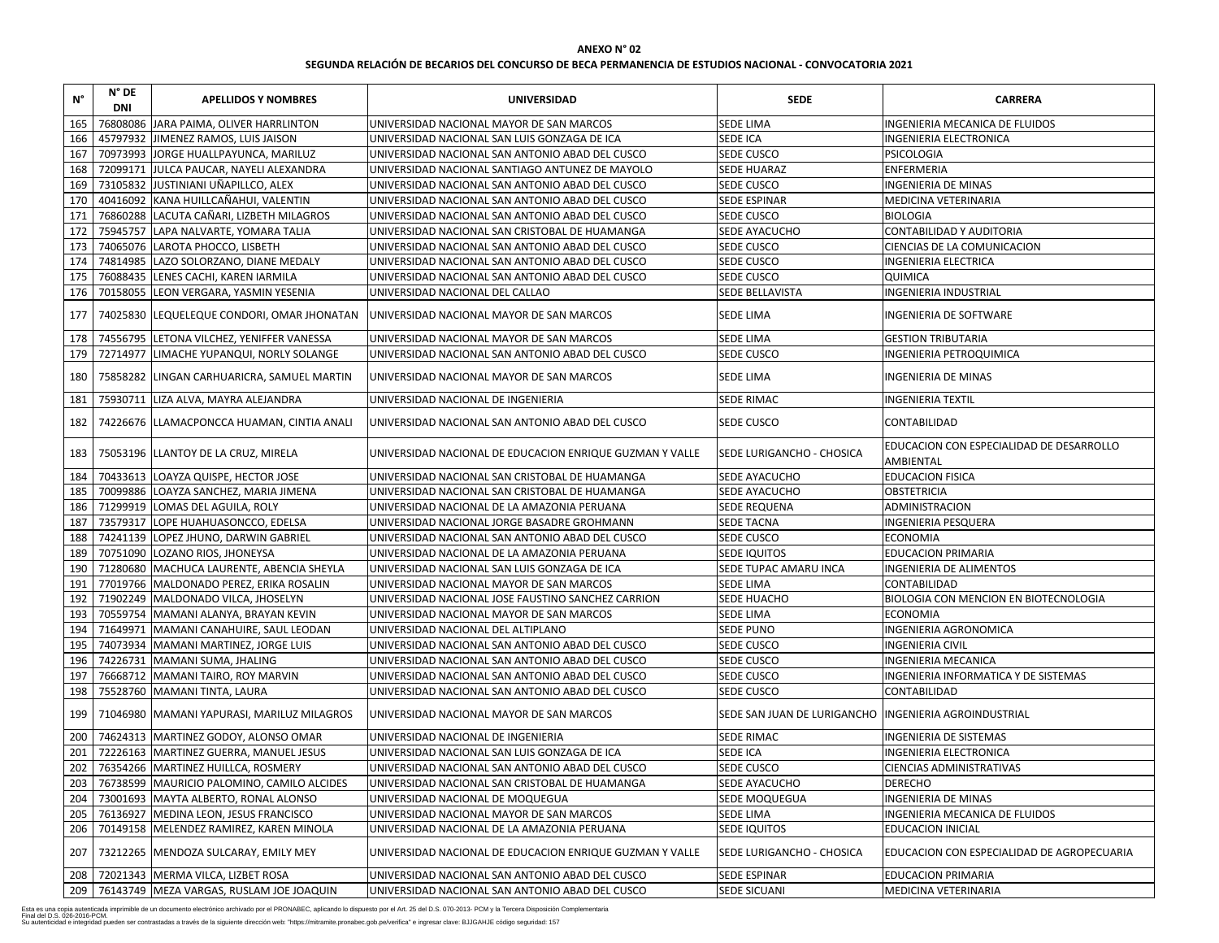**ANEXO N° 02**

**SEGUNDA RELACIÓN DE BECARIOS DEL CONCURSO DE BECA PERMANENCIA DE ESTUDIOS NACIONAL - CONVOCATORIA 2021**

| N° | N° DE DNI | APELLIDOS Y NOMBRES | UNIVERSIDAD | SEDE | CARRERA |
|---|---|---|---|---|---|
| 165 | 76808086 | JARA PAIMA, OLIVER HARRLINTON | UNIVERSIDAD NACIONAL MAYOR DE SAN MARCOS | SEDE LIMA | INGENIERIA MECANICA DE FLUIDOS |
| 166 | 45797932 | JIMENEZ RAMOS, LUIS JAISON | UNIVERSIDAD NACIONAL SAN LUIS GONZAGA DE ICA | SEDE ICA | INGENIERIA ELECTRONICA |
| 167 | 70973993 | JORGE HUALLPAYUNCA, MARILUZ | UNIVERSIDAD NACIONAL SAN ANTONIO ABAD DEL CUSCO | SEDE CUSCO | PSICOLOGIA |
| 168 | 72099171 | JULCA PAUCAR, NAYELI ALEXANDRA | UNIVERSIDAD NACIONAL SANTIAGO ANTUNEZ DE MAYOLO | SEDE HUARAZ | ENFERMERIA |
| 169 | 73105832 | JUSTINIANI UÑAPILLCO, ALEX | UNIVERSIDAD NACIONAL SAN ANTONIO ABAD DEL CUSCO | SEDE CUSCO | INGENIERIA DE MINAS |
| 170 | 40416092 | KANA HUILLCAÑAHUI, VALENTIN | UNIVERSIDAD NACIONAL SAN ANTONIO ABAD DEL CUSCO | SEDE ESPINAR | MEDICINA VETERINARIA |
| 171 | 76860288 | LACUTA CAÑARI, LIZBETH MILAGROS | UNIVERSIDAD NACIONAL SAN ANTONIO ABAD DEL CUSCO | SEDE CUSCO | BIOLOGIA |
| 172 | 75945757 | LAPA NALVARTE, YOMARA TALIA | UNIVERSIDAD NACIONAL SAN CRISTOBAL DE HUAMANGA | SEDE AYACUCHO | CONTABILIDAD Y AUDITORIA |
| 173 | 74065076 | LAROTA PHOCCO, LISBETH | UNIVERSIDAD NACIONAL SAN ANTONIO ABAD DEL CUSCO | SEDE CUSCO | CIENCIAS DE LA COMUNICACION |
| 174 | 74814985 | LAZO SOLORZANO, DIANE MEDALY | UNIVERSIDAD NACIONAL SAN ANTONIO ABAD DEL CUSCO | SEDE CUSCO | INGENIERIA ELECTRICA |
| 175 | 76088435 | LENES CACHI, KAREN IARMILA | UNIVERSIDAD NACIONAL SAN ANTONIO ABAD DEL CUSCO | SEDE CUSCO | QUIMICA |
| 176 | 70158055 | LEON VERGARA, YASMIN YESENIA | UNIVERSIDAD NACIONAL DEL CALLAO | SEDE BELLAVISTA | INGENIERIA INDUSTRIAL |
| 177 | 74025830 | LEQUELEQUE CONDORI, OMAR JHONATAN | UNIVERSIDAD NACIONAL MAYOR DE SAN MARCOS | SEDE LIMA | INGENIERIA DE SOFTWARE |
| 178 | 74556795 | LETONA VILCHEZ, YENIFFER VANESSA | UNIVERSIDAD NACIONAL MAYOR DE SAN MARCOS | SEDE LIMA | GESTION TRIBUTARIA |
| 179 | 72714977 | LIMACHE YUPANQUI, NORLY SOLANGE | UNIVERSIDAD NACIONAL SAN ANTONIO ABAD DEL CUSCO | SEDE CUSCO | INGENIERIA PETROQUIMICA |
| 180 | 75858282 | LINGAN CARHUARICRA, SAMUEL MARTIN | UNIVERSIDAD NACIONAL MAYOR DE SAN MARCOS | SEDE LIMA | INGENIERIA DE MINAS |
| 181 | 75930711 | LIZA ALVA, MAYRA ALEJANDRA | UNIVERSIDAD NACIONAL DE INGENIERIA | SEDE RIMAC | INGENIERIA TEXTIL |
| 182 | 74226676 | LLAMACPONCCA HUAMAN, CINTIA ANALI | UNIVERSIDAD NACIONAL SAN ANTONIO ABAD DEL CUSCO | SEDE CUSCO | CONTABILIDAD |
| 183 | 75053196 | LLANTOY DE LA CRUZ, MIRELA | UNIVERSIDAD NACIONAL DE EDUCACION ENRIQUE GUZMAN Y VALLE | SEDE LURIGANCHO - CHOSICA | EDUCACION CON ESPECIALIDAD DE DESARROLLO AMBIENTAL |
| 184 | 70433613 | LOAYZA QUISPE, HECTOR JOSE | UNIVERSIDAD NACIONAL SAN CRISTOBAL DE HUAMANGA | SEDE AYACUCHO | EDUCACION FISICA |
| 185 | 70099886 | LOAYZA SANCHEZ, MARIA JIMENA | UNIVERSIDAD NACIONAL SAN CRISTOBAL DE HUAMANGA | SEDE AYACUCHO | OBSTETRICIA |
| 186 | 71299919 | LOMAS DEL AGUILA, ROLY | UNIVERSIDAD NACIONAL DE LA AMAZONIA PERUANA | SEDE REQUENA | ADMINISTRACION |
| 187 | 73579317 | LOPE HUAHUASONCCO, EDELSA | UNIVERSIDAD NACIONAL JORGE BASADRE GROHMANN | SEDE TACNA | INGENIERIA PESQUERA |
| 188 | 74241139 | LOPEZ JHUNO, DARWIN GABRIEL | UNIVERSIDAD NACIONAL SAN ANTONIO ABAD DEL CUSCO | SEDE CUSCO | ECONOMIA |
| 189 | 70751090 | LOZANO RIOS, JHONEYSA | UNIVERSIDAD NACIONAL DE LA AMAZONIA PERUANA | SEDE IQUITOS | EDUCACION PRIMARIA |
| 190 | 71280680 | MACHUCA LAURENTE, ABENCIA SHEYLA | UNIVERSIDAD NACIONAL SAN LUIS GONZAGA DE ICA | SEDE TUPAC AMARU INCA | INGENIERIA DE ALIMENTOS |
| 191 | 77019766 | MALDONADO PEREZ, ERIKA ROSALIN | UNIVERSIDAD NACIONAL MAYOR DE SAN MARCOS | SEDE LIMA | CONTABILIDAD |
| 192 | 71902249 | MALDONADO VILCA, JHOSELYN | UNIVERSIDAD NACIONAL JOSE FAUSTINO SANCHEZ CARRION | SEDE HUACHO | BIOLOGIA CON MENCION EN BIOTECNOLOGIA |
| 193 | 70559754 | MAMANI ALANYA, BRAYAN KEVIN | UNIVERSIDAD NACIONAL MAYOR DE SAN MARCOS | SEDE LIMA | ECONOMIA |
| 194 | 71649971 | MAMANI CANAHUIRE, SAUL LEODAN | UNIVERSIDAD NACIONAL DEL ALTIPLANO | SEDE PUNO | INGENIERIA AGRONOMICA |
| 195 | 74073934 | MAMANI MARTINEZ, JORGE LUIS | UNIVERSIDAD NACIONAL SAN ANTONIO ABAD DEL CUSCO | SEDE CUSCO | INGENIERIA CIVIL |
| 196 | 74226731 | MAMANI SUMA, JHALING | UNIVERSIDAD NACIONAL SAN ANTONIO ABAD DEL CUSCO | SEDE CUSCO | INGENIERIA MECANICA |
| 197 | 76668712 | MAMANI TAIRO, ROY MARVIN | UNIVERSIDAD NACIONAL SAN ANTONIO ABAD DEL CUSCO | SEDE CUSCO | INGENIERIA INFORMATICA Y DE SISTEMAS |
| 198 | 75528760 | MAMANI TINTA, LAURA | UNIVERSIDAD NACIONAL SAN ANTONIO ABAD DEL CUSCO | SEDE CUSCO | CONTABILIDAD |
| 199 | 71046980 | MAMANI YAPURASI, MARILUZ MILAGROS | UNIVERSIDAD NACIONAL MAYOR DE SAN MARCOS | SEDE SAN JUAN DE LURIGANCHO | INGENIERIA AGROINDUSTRIAL |
| 200 | 74624313 | MARTINEZ GODOY, ALONSO OMAR | UNIVERSIDAD NACIONAL DE INGENIERIA | SEDE RIMAC | INGENIERIA DE SISTEMAS |
| 201 | 72226163 | MARTINEZ GUERRA, MANUEL JESUS | UNIVERSIDAD NACIONAL SAN LUIS GONZAGA DE ICA | SEDE ICA | INGENIERIA ELECTRONICA |
| 202 | 76354266 | MARTINEZ HUILLCA, ROSMERY | UNIVERSIDAD NACIONAL SAN ANTONIO ABAD DEL CUSCO | SEDE CUSCO | CIENCIAS ADMINISTRATIVAS |
| 203 | 76738599 | MAURICIO PALOMINO, CAMILO ALCIDES | UNIVERSIDAD NACIONAL SAN CRISTOBAL DE HUAMANGA | SEDE AYACUCHO | DERECHO |
| 204 | 73001693 | MAYTA ALBERTO, RONAL ALONSO | UNIVERSIDAD NACIONAL DE MOQUEGUA | SEDE MOQUEGUA | INGENIERIA DE MINAS |
| 205 | 76136927 | MEDINA LEON, JESUS FRANCISCO | UNIVERSIDAD NACIONAL MAYOR DE SAN MARCOS | SEDE LIMA | INGENIERIA MECANICA DE FLUIDOS |
| 206 | 70149158 | MELENDEZ RAMIREZ, KAREN MINOLA | UNIVERSIDAD NACIONAL DE LA AMAZONIA PERUANA | SEDE IQUITOS | EDUCACION INICIAL |
| 207 | 73212265 | MENDOZA SULCARAY, EMILY MEY | UNIVERSIDAD NACIONAL DE EDUCACION ENRIQUE GUZMAN Y VALLE | SEDE LURIGANCHO - CHOSICA | EDUCACION CON ESPECIALIDAD DE AGROPECUARIA |
| 208 | 72021343 | MERMA VILCA, LIZBET ROSA | UNIVERSIDAD NACIONAL SAN ANTONIO ABAD DEL CUSCO | SEDE ESPINAR | EDUCACION PRIMARIA |
| 209 | 76143749 | MEZA VARGAS, RUSLAM JOE JOAQUIN | UNIVERSIDAD NACIONAL SAN ANTONIO ABAD DEL CUSCO | SEDE SICUANI | MEDICINA VETERINARIA |

Esta es una copia autenticada imprimible de un documento electrónico archivado por el PRONABEC, aplicando lo dispuesto por el Art. 25 del D.S. 070-2013- PCM y la Tercera Disposición Complementaria Final del D.S. 026-2016-PCM.
Su autenticidad e integridad pueden ser contrastadas a través de la siguiente dirección web: "https://mitramite.pronabec.gob.pe/verifica" e ingresar clave: BJJGAHJE código seguridad: 157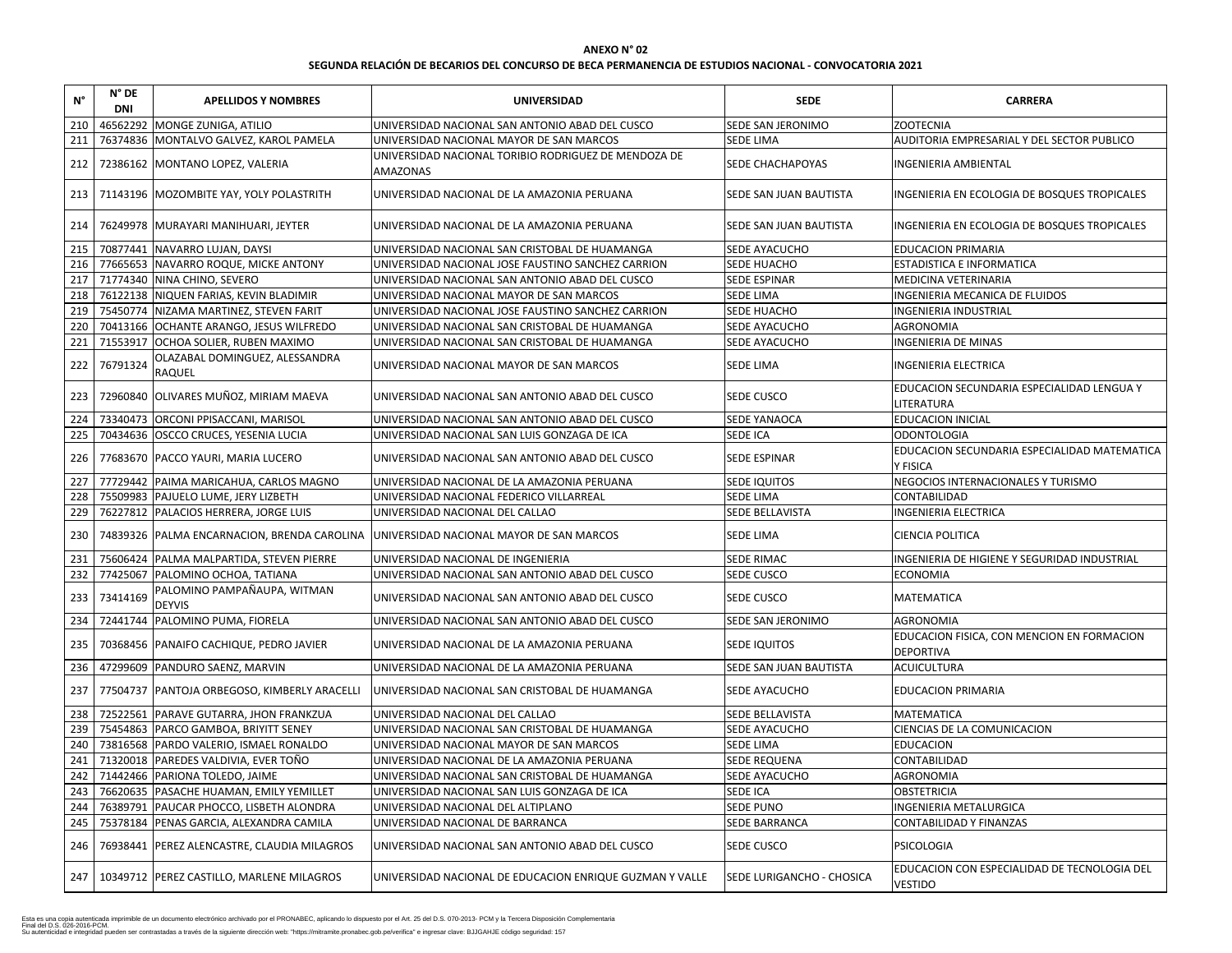**ANEXO N° 02**

**SEGUNDA RELACIÓN DE BECARIOS DEL CONCURSO DE BECA PERMANENCIA DE ESTUDIOS NACIONAL - CONVOCATORIA 2021**

| N° | N° DE DNI | APELLIDOS Y NOMBRES | UNIVERSIDAD | SEDE | CARRERA |
|---|---|---|---|---|---|
| 210 | 46562292 | MONGE ZUNIGA, ATILIO | UNIVERSIDAD NACIONAL SAN ANTONIO ABAD DEL CUSCO | SEDE SAN JERONIMO | ZOOTECNIA |
| 211 | 76374836 | MONTALVO GALVEZ, KAROL PAMELA | UNIVERSIDAD NACIONAL MAYOR DE SAN MARCOS | SEDE LIMA | AUDITORIA EMPRESARIAL Y DEL SECTOR PUBLICO |
| 212 | 72386162 | MONTANO LOPEZ, VALERIA | UNIVERSIDAD NACIONAL TORIBIO RODRIGUEZ DE MENDOZA DE AMAZONAS | SEDE CHACHAPOYAS | INGENIERIA AMBIENTAL |
| 213 | 71143196 | MOZOMBITE YAY, YOLY POLASTRITH | UNIVERSIDAD NACIONAL DE LA AMAZONIA PERUANA | SEDE SAN JUAN BAUTISTA | INGENIERIA EN ECOLOGIA DE BOSQUES TROPICALES |
| 214 | 76249978 | MURAYARI MANIHUARI, JEYTER | UNIVERSIDAD NACIONAL DE LA AMAZONIA PERUANA | SEDE SAN JUAN BAUTISTA | INGENIERIA EN ECOLOGIA DE BOSQUES TROPICALES |
| 215 | 70877441 | NAVARRO LUJAN, DAYSI | UNIVERSIDAD NACIONAL SAN CRISTOBAL DE HUAMANGA | SEDE AYACUCHO | EDUCACION PRIMARIA |
| 216 | 77665653 | NAVARRO ROQUE, MICKE ANTONY | UNIVERSIDAD NACIONAL JOSE FAUSTINO SANCHEZ CARRION | SEDE HUACHO | ESTADISTICA E INFORMATICA |
| 217 | 71774340 | NINA CHINO, SEVERO | UNIVERSIDAD NACIONAL SAN ANTONIO ABAD DEL CUSCO | SEDE ESPINAR | MEDICINA VETERINARIA |
| 218 | 76122138 | NIQUEN FARIAS, KEVIN BLADIMIR | UNIVERSIDAD NACIONAL MAYOR DE SAN MARCOS | SEDE LIMA | INGENIERIA MECANICA DE FLUIDOS |
| 219 | 75450774 | NIZAMA MARTINEZ, STEVEN FARIT | UNIVERSIDAD NACIONAL JOSE FAUSTINO SANCHEZ CARRION | SEDE HUACHO | INGENIERIA INDUSTRIAL |
| 220 | 70413166 | OCHANTE ARANGO, JESUS WILFREDO | UNIVERSIDAD NACIONAL SAN CRISTOBAL DE HUAMANGA | SEDE AYACUCHO | AGRONOMIA |
| 221 | 71553917 | OCHOA SOLIER, RUBEN MAXIMO | UNIVERSIDAD NACIONAL SAN CRISTOBAL DE HUAMANGA | SEDE AYACUCHO | INGENIERIA DE MINAS |
| 222 | 76791324 | OLAZABAL DOMINGUEZ, ALESSANDRA RAQUEL | UNIVERSIDAD NACIONAL MAYOR DE SAN MARCOS | SEDE LIMA | INGENIERIA ELECTRICA |
| 223 | 72960840 | OLIVARES MUÑOZ, MIRIAM MAEVA | UNIVERSIDAD NACIONAL SAN ANTONIO ABAD DEL CUSCO | SEDE CUSCO | EDUCACION SECUNDARIA ESPECIALIDAD LENGUA Y LITERATURA |
| 224 | 73340473 | ORCONI PPISACCANI, MARISOL | UNIVERSIDAD NACIONAL SAN ANTONIO ABAD DEL CUSCO | SEDE YANAOCA | EDUCACION INICIAL |
| 225 | 70434636 | OSCCO CRUCES, YESENIA LUCIA | UNIVERSIDAD NACIONAL SAN LUIS GONZAGA DE ICA | SEDE ICA | ODONTOLOGIA |
| 226 | 77683670 | PACCO YAURI, MARIA LUCERO | UNIVERSIDAD NACIONAL SAN ANTONIO ABAD DEL CUSCO | SEDE ESPINAR | EDUCACION SECUNDARIA ESPECIALIDAD MATEMATICA Y FISICA |
| 227 | 77729442 | PAIMA MARICAHUA, CARLOS MAGNO | UNIVERSIDAD NACIONAL DE LA AMAZONIA PERUANA | SEDE IQUITOS | NEGOCIOS INTERNACIONALES Y TURISMO |
| 228 | 75509983 | PAJUELO LUME, JERY LIZBETH | UNIVERSIDAD NACIONAL FEDERICO VILLARREAL | SEDE LIMA | CONTABILIDAD |
| 229 | 76227812 | PALACIOS HERRERA, JORGE LUIS | UNIVERSIDAD NACIONAL DEL CALLAO | SEDE BELLAVISTA | INGENIERIA ELECTRICA |
| 230 | 74839326 | PALMA ENCARNACION, BRENDA CAROLINA | UNIVERSIDAD NACIONAL MAYOR DE SAN MARCOS | SEDE LIMA | CIENCIA POLITICA |
| 231 | 75606424 | PALMA MALPARTIDA, STEVEN PIERRE | UNIVERSIDAD NACIONAL DE INGENIERIA | SEDE RIMAC | INGENIERIA DE HIGIENE Y SEGURIDAD INDUSTRIAL |
| 232 | 77425067 | PALOMINO OCHOA, TATIANA | UNIVERSIDAD NACIONAL SAN ANTONIO ABAD DEL CUSCO | SEDE CUSCO | ECONOMIA |
| 233 | 73414169 | PALOMINO PAMPAÑAUPA, WITMAN DEYVIS | UNIVERSIDAD NACIONAL SAN ANTONIO ABAD DEL CUSCO | SEDE CUSCO | MATEMATICA |
| 234 | 72441744 | PALOMINO PUMA, FIORELA | UNIVERSIDAD NACIONAL SAN ANTONIO ABAD DEL CUSCO | SEDE SAN JERONIMO | AGRONOMIA |
| 235 | 70368456 | PANAIFO CACHIQUE, PEDRO JAVIER | UNIVERSIDAD NACIONAL DE LA AMAZONIA PERUANA | SEDE IQUITOS | EDUCACION FISICA, CON MENCION EN FORMACION DEPORTIVA |
| 236 | 47299609 | PANDURO SAENZ, MARVIN | UNIVERSIDAD NACIONAL DE LA AMAZONIA PERUANA | SEDE SAN JUAN BAUTISTA | ACUICULTURA |
| 237 | 77504737 | PANTOJA ORBEGOSO, KIMBERLY ARACELLI | UNIVERSIDAD NACIONAL SAN CRISTOBAL DE HUAMANGA | SEDE AYACUCHO | EDUCACION PRIMARIA |
| 238 | 72522561 | PARAVE GUTARRA, JHON FRANKZUA | UNIVERSIDAD NACIONAL DEL CALLAO | SEDE BELLAVISTA | MATEMATICA |
| 239 | 75454863 | PARCO GAMBOA, BRIYITT SENEY | UNIVERSIDAD NACIONAL SAN CRISTOBAL DE HUAMANGA | SEDE AYACUCHO | CIENCIAS DE LA COMUNICACION |
| 240 | 73816568 | PARDO VALERIO, ISMAEL RONALDO | UNIVERSIDAD NACIONAL MAYOR DE SAN MARCOS | SEDE LIMA | EDUCACION |
| 241 | 71320018 | PAREDES VALDIVIA, EVER TOÑO | UNIVERSIDAD NACIONAL DE LA AMAZONIA PERUANA | SEDE REQUENA | CONTABILIDAD |
| 242 | 71442466 | PARIONA TOLEDO, JAIME | UNIVERSIDAD NACIONAL SAN CRISTOBAL DE HUAMANGA | SEDE AYACUCHO | AGRONOMIA |
| 243 | 76620635 | PASACHE HUAMAN, EMILY YEMILLET | UNIVERSIDAD NACIONAL SAN LUIS GONZAGA DE ICA | SEDE ICA | OBSTETRICIA |
| 244 | 76389791 | PAUCAR PHOCCO, LISBETH ALONDRA | UNIVERSIDAD NACIONAL DEL ALTIPLANO | SEDE PUNO | INGENIERIA METALURGICA |
| 245 | 75378184 | PENAS GARCIA, ALEXANDRA CAMILA | UNIVERSIDAD NACIONAL DE BARRANCA | SEDE BARRANCA | CONTABILIDAD Y FINANZAS |
| 246 | 76938441 | PEREZ ALENCASTRE, CLAUDIA MILAGROS | UNIVERSIDAD NACIONAL SAN ANTONIO ABAD DEL CUSCO | SEDE CUSCO | PSICOLOGIA |
| 247 | 10349712 | PEREZ CASTILLO, MARLENE MILAGROS | UNIVERSIDAD NACIONAL DE EDUCACION ENRIQUE GUZMAN Y VALLE | SEDE LURIGANCHO - CHOSICA | EDUCACION CON ESPECIALIDAD DE TECNOLOGIA DEL VESTIDO |

Esta es una copia autenticada imprimible de un documento electrónico archivado por el PRONABEC, aplicando lo dispuesto por el Art. 25 del D.S. 070-2013- PCM y la Tercera Disposición Complementaria Final del D.S. 026-2016-PCM.
Su autenticidad e integridad pueden ser contrastadas a través de la siguiente dirección web: "https://mitramite.pronabec.gob.pe/verifica" e ingresar clave: BJJGAHJE código seguridad: 157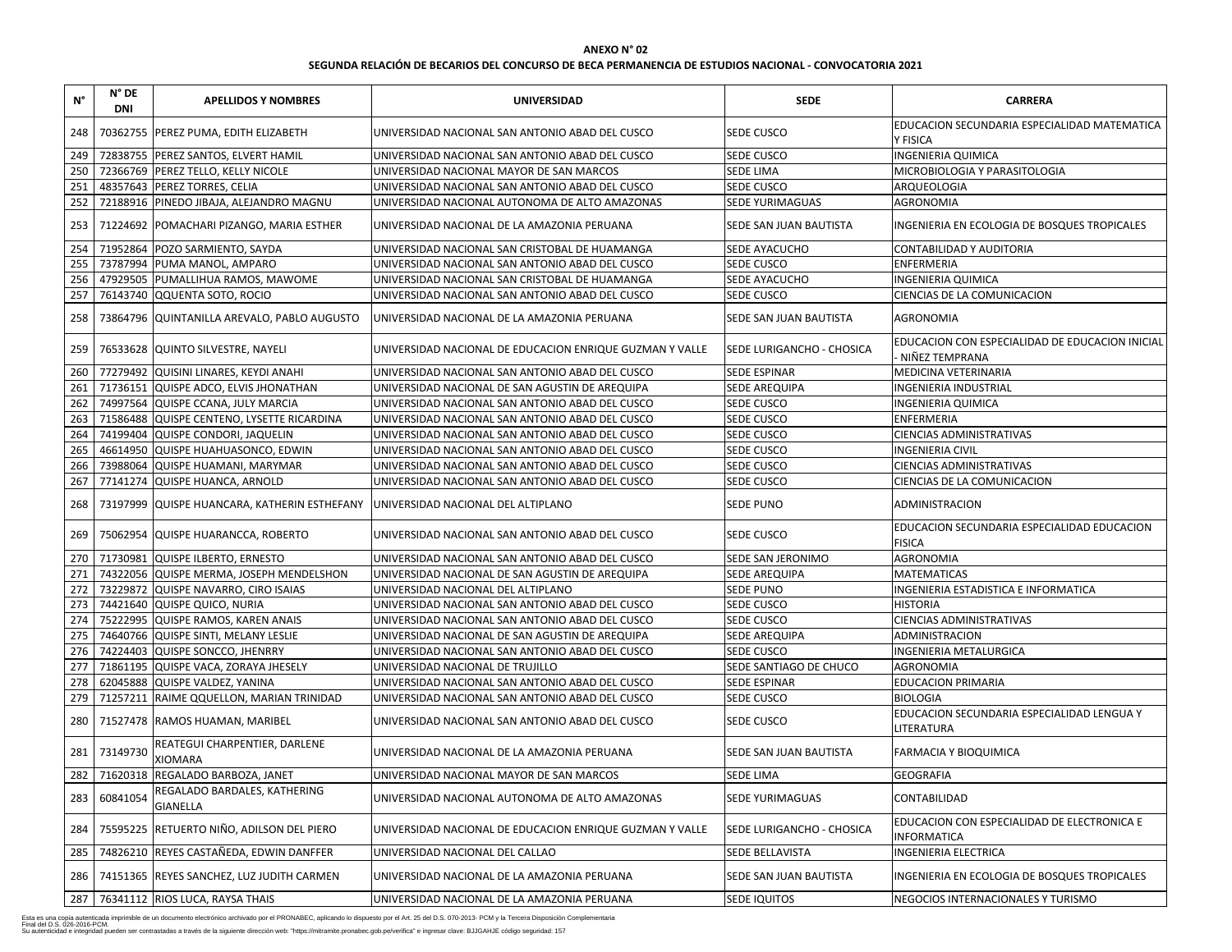**ANEXO N° 02**

**SEGUNDA RELACIÓN DE BECARIOS DEL CONCURSO DE BECA PERMANENCIA DE ESTUDIOS NACIONAL - CONVOCATORIA 2021**

| N° | N° DE DNI | APELLIDOS Y NOMBRES | UNIVERSIDAD | SEDE | CARRERA |
|---|---|---|---|---|---|
| 248 | 70362755 | PEREZ PUMA, EDITH ELIZABETH | UNIVERSIDAD NACIONAL SAN ANTONIO ABAD DEL CUSCO | SEDE CUSCO | EDUCACION SECUNDARIA ESPECIALIDAD MATEMATICA Y FISICA |
| 249 | 72838755 | PEREZ SANTOS, ELVERT HAMIL | UNIVERSIDAD NACIONAL SAN ANTONIO ABAD DEL CUSCO | SEDE CUSCO | INGENIERIA QUIMICA |
| 250 | 72366769 | PEREZ TELLO, KELLY NICOLE | UNIVERSIDAD NACIONAL MAYOR DE SAN MARCOS | SEDE LIMA | MICROBIOLOGIA Y PARASITOLOGIA |
| 251 | 48357643 | PEREZ TORRES, CELIA | UNIVERSIDAD NACIONAL SAN ANTONIO ABAD DEL CUSCO | SEDE CUSCO | ARQUEOLOGIA |
| 252 | 72188916 | PINEDO JIBAJA, ALEJANDRO MAGNU | UNIVERSIDAD NACIONAL AUTONOMA DE ALTO AMAZONAS | SEDE YURIMAGUAS | AGRONOMIA |
| 253 | 71224692 | POMACHARI PIZANGO, MARIA ESTHER | UNIVERSIDAD NACIONAL DE LA AMAZONIA PERUANA | SEDE SAN JUAN BAUTISTA | INGENIERIA EN ECOLOGIA DE BOSQUES TROPICALES |
| 254 | 71952864 | POZO SARMIENTO, SAYDA | UNIVERSIDAD NACIONAL SAN CRISTOBAL DE HUAMANGA | SEDE AYACUCHO | CONTABILIDAD Y AUDITORIA |
| 255 | 73787994 | PUMA MANOL, AMPARO | UNIVERSIDAD NACIONAL SAN ANTONIO ABAD DEL CUSCO | SEDE CUSCO | ENFERMERIA |
| 256 | 47929505 | PUMALLIHUA RAMOS, MAWOME | UNIVERSIDAD NACIONAL SAN CRISTOBAL DE HUAMANGA | SEDE AYACUCHO | INGENIERIA QUIMICA |
| 257 | 76143740 | QQUENTA SOTO, ROCIO | UNIVERSIDAD NACIONAL SAN ANTONIO ABAD DEL CUSCO | SEDE CUSCO | CIENCIAS DE LA COMUNICACION |
| 258 | 73864796 | QUINTANILLA AREVALO, PABLO AUGUSTO | UNIVERSIDAD NACIONAL DE LA AMAZONIA PERUANA | SEDE SAN JUAN BAUTISTA | AGRONOMIA |
| 259 | 76533628 | QUINTO SILVESTRE, NAYELI | UNIVERSIDAD NACIONAL DE EDUCACION ENRIQUE GUZMAN Y VALLE | SEDE LURIGANCHO - CHOSICA | EDUCACION CON ESPECIALIDAD DE EDUCACION INICIAL - NIÑEZ TEMPRANA |
| 260 | 77279492 | QUISINI LINARES, KEYDI ANAHI | UNIVERSIDAD NACIONAL SAN ANTONIO ABAD DEL CUSCO | SEDE ESPINAR | MEDICINA VETERINARIA |
| 261 | 71736151 | QUISPE ADCO, ELVIS JHONATHAN | UNIVERSIDAD NACIONAL DE SAN AGUSTIN DE AREQUIPA | SEDE AREQUIPA | INGENIERIA INDUSTRIAL |
| 262 | 74997564 | QUISPE CCANA, JULY MARCIA | UNIVERSIDAD NACIONAL SAN ANTONIO ABAD DEL CUSCO | SEDE CUSCO | INGENIERIA QUIMICA |
| 263 | 71586488 | QUISPE CENTENO, LYSETTE RICARDINA | UNIVERSIDAD NACIONAL SAN ANTONIO ABAD DEL CUSCO | SEDE CUSCO | ENFERMERIA |
| 264 | 74199404 | QUISPE CONDORI, JAQUELIN | UNIVERSIDAD NACIONAL SAN ANTONIO ABAD DEL CUSCO | SEDE CUSCO | CIENCIAS ADMINISTRATIVAS |
| 265 | 46614950 | QUISPE HUAHUASONCO, EDWIN | UNIVERSIDAD NACIONAL SAN ANTONIO ABAD DEL CUSCO | SEDE CUSCO | INGENIERIA CIVIL |
| 266 | 73988064 | QUISPE HUAMANI, MARYMAR | UNIVERSIDAD NACIONAL SAN ANTONIO ABAD DEL CUSCO | SEDE CUSCO | CIENCIAS ADMINISTRATIVAS |
| 267 | 77141274 | QUISPE HUANCA, ARNOLD | UNIVERSIDAD NACIONAL SAN ANTONIO ABAD DEL CUSCO | SEDE CUSCO | CIENCIAS DE LA COMUNICACION |
| 268 | 73197999 | QUISPE HUANCARA, KATHERIN ESTHEFANY | UNIVERSIDAD NACIONAL DEL ALTIPLANO | SEDE PUNO | ADMINISTRACION |
| 269 | 75062954 | QUISPE HUARANCCA, ROBERTO | UNIVERSIDAD NACIONAL SAN ANTONIO ABAD DEL CUSCO | SEDE CUSCO | EDUCACION SECUNDARIA ESPECIALIDAD EDUCACION FISICA |
| 270 | 71730981 | QUISPE ILBERTO, ERNESTO | UNIVERSIDAD NACIONAL SAN ANTONIO ABAD DEL CUSCO | SEDE SAN JERONIMO | AGRONOMIA |
| 271 | 74322056 | QUISPE MERMA, JOSEPH MENDELSHON | UNIVERSIDAD NACIONAL DE SAN AGUSTIN DE AREQUIPA | SEDE AREQUIPA | MATEMATICAS |
| 272 | 73229872 | QUISPE NAVARRO, CIRO ISAIAS | UNIVERSIDAD NACIONAL DEL ALTIPLANO | SEDE PUNO | INGENIERIA ESTADISTICA E INFORMATICA |
| 273 | 74421640 | QUISPE QUICO, NURIA | UNIVERSIDAD NACIONAL SAN ANTONIO ABAD DEL CUSCO | SEDE CUSCO | HISTORIA |
| 274 | 75222995 | QUISPE RAMOS, KAREN ANAIS | UNIVERSIDAD NACIONAL SAN ANTONIO ABAD DEL CUSCO | SEDE CUSCO | CIENCIAS ADMINISTRATIVAS |
| 275 | 74640766 | QUISPE SINTI, MELANY LESLIE | UNIVERSIDAD NACIONAL DE SAN AGUSTIN DE AREQUIPA | SEDE AREQUIPA | ADMINISTRACION |
| 276 | 74224403 | QUISPE SONCCO, JHENRRY | UNIVERSIDAD NACIONAL SAN ANTONIO ABAD DEL CUSCO | SEDE CUSCO | INGENIERIA METALURGICA |
| 277 | 71861195 | QUISPE VACA, ZORAYA JHESELY | UNIVERSIDAD NACIONAL DE TRUJILLO | SEDE SANTIAGO DE CHUCO | AGRONOMIA |
| 278 | 62045888 | QUISPE VALDEZ, YANINA | UNIVERSIDAD NACIONAL SAN ANTONIO ABAD DEL CUSCO | SEDE ESPINAR | EDUCACION PRIMARIA |
| 279 | 71257211 | RAIME QQUELLON, MARIAN TRINIDAD | UNIVERSIDAD NACIONAL SAN ANTONIO ABAD DEL CUSCO | SEDE CUSCO | BIOLOGIA |
| 280 | 71527478 | RAMOS HUAMAN, MARIBEL | UNIVERSIDAD NACIONAL SAN ANTONIO ABAD DEL CUSCO | SEDE CUSCO | EDUCACION SECUNDARIA ESPECIALIDAD LENGUA Y LITERATURA |
| 281 | 73149730 | REATEGUI CHARPENTIER, DARLENE XIOMARA | UNIVERSIDAD NACIONAL DE LA AMAZONIA PERUANA | SEDE SAN JUAN BAUTISTA | FARMACIA Y BIOQUIMICA |
| 282 | 71620318 | REGALADO BARBOZA, JANET | UNIVERSIDAD NACIONAL MAYOR DE SAN MARCOS | SEDE LIMA | GEOGRAFIA |
| 283 | 60841054 | REGALADO BARDALES, KATHERING GIANELLA | UNIVERSIDAD NACIONAL AUTONOMA DE ALTO AMAZONAS | SEDE YURIMAGUAS | CONTABILIDAD |
| 284 | 75595225 | RETUERTO NIÑO, ADILSON DEL PIERO | UNIVERSIDAD NACIONAL DE EDUCACION ENRIQUE GUZMAN Y VALLE | SEDE LURIGANCHO - CHOSICA | EDUCACION CON ESPECIALIDAD DE ELECTRONICA E INFORMATICA |
| 285 | 74826210 | REYES CASTAÑEDA, EDWIN DANFFER | UNIVERSIDAD NACIONAL DEL CALLAO | SEDE BELLAVISTA | INGENIERIA ELECTRICA |
| 286 | 74151365 | REYES SANCHEZ, LUZ JUDITH CARMEN | UNIVERSIDAD NACIONAL DE LA AMAZONIA PERUANA | SEDE SAN JUAN BAUTISTA | INGENIERIA EN ECOLOGIA DE BOSQUES TROPICALES |
| 287 | 76341112 | RIOS LUCA, RAYSA THAIS | UNIVERSIDAD NACIONAL DE LA AMAZONIA PERUANA | SEDE IQUITOS | NEGOCIOS INTERNACIONALES Y TURISMO |

Esta es una copia autenticada imprimible de un documento electrónico archivado por el PRONABEC, aplicando lo dispuesto por el Art. 25 del D.S. 070-2013- PCM y la Tercera Disposición Complementaria Final del D.S. 026-2016-PCM.
Su autenticidad e integridad pueden ser contrastadas a través de la siguiente dirección web: "https://mitramite.pronabec.gob.pe/verifica" e ingresar clave: BJJGAHJE código seguridad: 157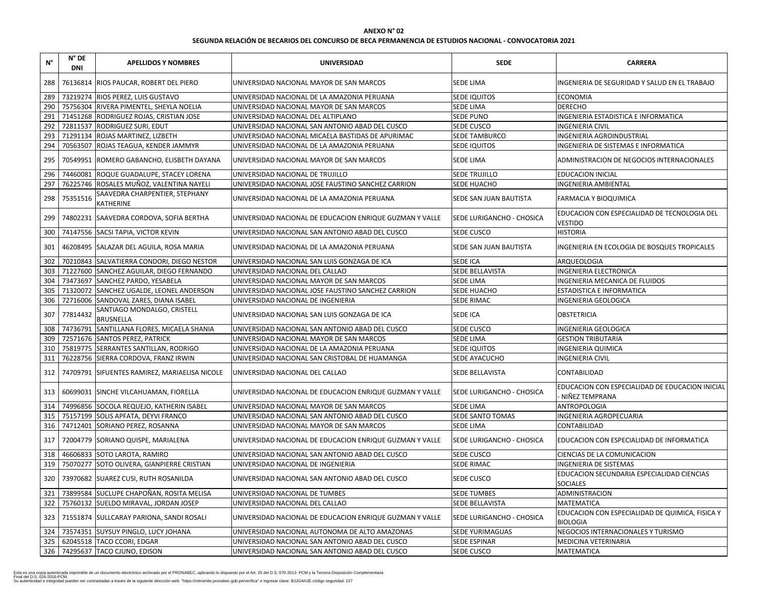**ANEXO N° 02**

**SEGUNDA RELACIÓN DE BECARIOS DEL CONCURSO DE BECA PERMANENCIA DE ESTUDIOS NACIONAL - CONVOCATORIA 2021**

| N° | N° DE DNI | APELLIDOS Y NOMBRES | UNIVERSIDAD | SEDE | CARRERA |
|---|---|---|---|---|---|
| 288 | 76136814 | RIOS PAUCAR, ROBERT DEL PIERO | UNIVERSIDAD NACIONAL MAYOR DE SAN MARCOS | SEDE LIMA | INGENIERIA DE SEGURIDAD Y SALUD EN EL TRABAJO |
| 289 | 73219274 | RIOS PEREZ, LUIS GUSTAVO | UNIVERSIDAD NACIONAL DE LA AMAZONIA PERUANA | SEDE IQUITOS | ECONOMIA |
| 290 | 75756304 | RIVERA PIMENTEL, SHEYLA NOELIA | UNIVERSIDAD NACIONAL MAYOR DE SAN MARCOS | SEDE LIMA | DERECHO |
| 291 | 71451268 | RODRIGUEZ ROJAS, CRISTIAN JOSE | UNIVERSIDAD NACIONAL DEL ALTIPLANO | SEDE PUNO | INGENIERIA ESTADISTICA E INFORMATICA |
| 292 | 72811537 | RODRIGUEZ SURI, EDUT | UNIVERSIDAD NACIONAL SAN ANTONIO ABAD DEL CUSCO | SEDE CUSCO | INGENIERIA CIVIL |
| 293 | 71291134 | ROJAS MARTINEZ, LIZBETH | UNIVERSIDAD NACIONAL MICAELA BASTIDAS DE APURIMAC | SEDE TAMBURCO | INGENIERIA AGROINDUSTRIAL |
| 294 | 70563507 | ROJAS TEAGUA, KENDER JAMMYR | UNIVERSIDAD NACIONAL DE LA AMAZONIA PERUANA | SEDE IQUITOS | INGENIERIA DE SISTEMAS E INFORMATICA |
| 295 | 70549951 | ROMERO GABANCHO, ELISBETH DAYANA | UNIVERSIDAD NACIONAL MAYOR DE SAN MARCOS | SEDE LIMA | ADMINISTRACION DE NEGOCIOS INTERNACIONALES |
| 296 | 74460081 | ROQUE GUADALUPE, STACEY LORENA | UNIVERSIDAD NACIONAL DE TRUJILLO | SEDE TRUJILLO | EDUCACION INICIAL |
| 297 | 76225746 | ROSALES MUÑOZ, VALENTINA NAYELI | UNIVERSIDAD NACIONAL JOSE FAUSTINO SANCHEZ CARRION | SEDE HUACHO | INGENIERIA AMBIENTAL |
| 298 | 75351516 | SAAVEDRA CHARPENTIER, STEPHANY KATHERINE | UNIVERSIDAD NACIONAL DE LA AMAZONIA PERUANA | SEDE SAN JUAN BAUTISTA | FARMACIA Y BIOQUIMICA |
| 299 | 74802231 | SAAVEDRA CORDOVA, SOFIA BERTHA | UNIVERSIDAD NACIONAL DE EDUCACION ENRIQUE GUZMAN Y VALLE | SEDE LURIGANCHO - CHOSICA | EDUCACION CON ESPECIALIDAD DE TECNOLOGIA DEL VESTIDO |
| 300 | 74147556 | SACSI TAPIA, VICTOR KEVIN | UNIVERSIDAD NACIONAL SAN ANTONIO ABAD DEL CUSCO | SEDE CUSCO | HISTORIA |
| 301 | 46208495 | SALAZAR DEL AGUILA, ROSA MARIA | UNIVERSIDAD NACIONAL DE LA AMAZONIA PERUANA | SEDE SAN JUAN BAUTISTA | INGENIERIA EN ECOLOGIA DE BOSQUES TROPICALES |
| 302 | 70210843 | SALVATIERRA CONDORI, DIEGO NESTOR | UNIVERSIDAD NACIONAL SAN LUIS GONZAGA DE ICA | SEDE ICA | ARQUEOLOGIA |
| 303 | 71227600 | SANCHEZ AGUILAR, DIEGO FERNANDO | UNIVERSIDAD NACIONAL DEL CALLAO | SEDE BELLAVISTA | INGENIERIA ELECTRONICA |
| 304 | 73473697 | SANCHEZ PARDO, YESABELA | UNIVERSIDAD NACIONAL MAYOR DE SAN MARCOS | SEDE LIMA | INGENIERIA MECANICA DE FLUIDOS |
| 305 | 71320072 | SANCHEZ UGALDE, LEONEL ANDERSON | UNIVERSIDAD NACIONAL JOSE FAUSTINO SANCHEZ CARRION | SEDE HUACHO | ESTADISTICA E INFORMATICA |
| 306 | 72716006 | SANDOVAL ZARES, DIANA ISABEL | UNIVERSIDAD NACIONAL DE INGENIERIA | SEDE RIMAC | INGENIERIA GEOLOGICA |
| 307 | 77814432 | SANTIAGO MONDALGO, CRISTELL BRUSNELLA | UNIVERSIDAD NACIONAL SAN LUIS GONZAGA DE ICA | SEDE ICA | OBSTETRICIA |
| 308 | 74736791 | SANTILLANA FLORES, MICAELA SHANIA | UNIVERSIDAD NACIONAL SAN ANTONIO ABAD DEL CUSCO | SEDE CUSCO | INGENIERIA GEOLOGICA |
| 309 | 72571676 | SANTOS PEREZ, PATRICK | UNIVERSIDAD NACIONAL MAYOR DE SAN MARCOS | SEDE LIMA | GESTION TRIBUTARIA |
| 310 | 75819775 | SERRANTES SANTILLAN, RODRIGO | UNIVERSIDAD NACIONAL DE LA AMAZONIA PERUANA | SEDE IQUITOS | INGENIERIA QUIMICA |
| 311 | 76228756 | SIERRA CORDOVA, FRANZ IRWIN | UNIVERSIDAD NACIONAL SAN CRISTOBAL DE HUAMANGA | SEDE AYACUCHO | INGENIERIA CIVIL |
| 312 | 74709791 | SIFUENTES RAMIREZ, MARIAELISA NICOLE | UNIVERSIDAD NACIONAL DEL CALLAO | SEDE BELLAVISTA | CONTABILIDAD |
| 313 | 60699031 | SINCHE VILCAHUAMAN, FIORELLA | UNIVERSIDAD NACIONAL DE EDUCACION ENRIQUE GUZMAN Y VALLE | SEDE LURIGANCHO - CHOSICA | EDUCACION CON ESPECIALIDAD DE EDUCACION INICIAL - NIÑEZ TEMPRANA |
| 314 | 74996856 | SOCOLA REQUEJO, KATHERIN ISABEL | UNIVERSIDAD NACIONAL MAYOR DE SAN MARCOS | SEDE LIMA | ANTROPOLOGIA |
| 315 | 75157199 | SOLIS APFATA, DEYVI FRANCO | UNIVERSIDAD NACIONAL SAN ANTONIO ABAD DEL CUSCO | SEDE SANTO TOMAS | INGENIERIA AGROPECUARIA |
| 316 | 74712401 | SORIANO PEREZ, ROSANNA | UNIVERSIDAD NACIONAL MAYOR DE SAN MARCOS | SEDE LIMA | CONTABILIDAD |
| 317 | 72004779 | SORIANO QUISPE, MARIALENA | UNIVERSIDAD NACIONAL DE EDUCACION ENRIQUE GUZMAN Y VALLE | SEDE LURIGANCHO - CHOSICA | EDUCACION CON ESPECIALIDAD DE INFORMATICA |
| 318 | 46606833 | SOTO LAROTA, RAMIRO | UNIVERSIDAD NACIONAL SAN ANTONIO ABAD DEL CUSCO | SEDE CUSCO | CIENCIAS DE LA COMUNICACION |
| 319 | 75070277 | SOTO OLIVERA, GIANPIERRE CRISTIAN | UNIVERSIDAD NACIONAL DE INGENIERIA | SEDE RIMAC | INGENIERIA DE SISTEMAS |
| 320 | 73970682 | SUAREZ CUSI, RUTH ROSANILDA | UNIVERSIDAD NACIONAL SAN ANTONIO ABAD DEL CUSCO | SEDE CUSCO | EDUCACION SECUNDARIA ESPECIALIDAD CIENCIAS SOCIALES |
| 321 | 73899584 | SUCLUPE CHAPOÑAN, ROSITA MELISA | UNIVERSIDAD NACIONAL DE TUMBES | SEDE TUMBES | ADMINISTRACION |
| 322 | 75760132 | SUELDO MIRAVAL, JORDAN JOSEP | UNIVERSIDAD NACIONAL DEL CALLAO | SEDE BELLAVISTA | MATEMATICA |
| 323 | 71551874 | SULLCARAY PARIONA, SANDI ROSALI | UNIVERSIDAD NACIONAL DE EDUCACION ENRIQUE GUZMAN Y VALLE | SEDE LURIGANCHO - CHOSICA | EDUCACION CON ESPECIALIDAD DE QUIMICA, FISICA Y BIOLOGIA |
| 324 | 73574351 | SUYSUY PINGLO, LUCY JOHANA | UNIVERSIDAD NACIONAL AUTONOMA DE ALTO AMAZONAS | SEDE YURIMAGUAS | NEGOCIOS INTERNACIONALES Y TURISMO |
| 325 | 62045518 | TACO CCORI, EDGAR | UNIVERSIDAD NACIONAL SAN ANTONIO ABAD DEL CUSCO | SEDE ESPINAR | MEDICINA VETERINARIA |
| 326 | 74295637 | TACO CJUNO, EDISON | UNIVERSIDAD NACIONAL SAN ANTONIO ABAD DEL CUSCO | SEDE CUSCO | MATEMATICA |

Esta es una copia autenticada imprimible de un documento electrónico archivado por el PRONABEC, aplicando lo dispuesto por el Art. 25 del D.S. 070-2013- PCM y la Tercera Disposición Complementaria Final del D.S. 026-2016-PCM.
Su autenticidad e integridad pueden ser contrastadas a través de la siguiente dirección web: "https://mitramite.pronabec.gob.pe/verifica" e ingresar clave: BJJGAHJE código seguridad: 157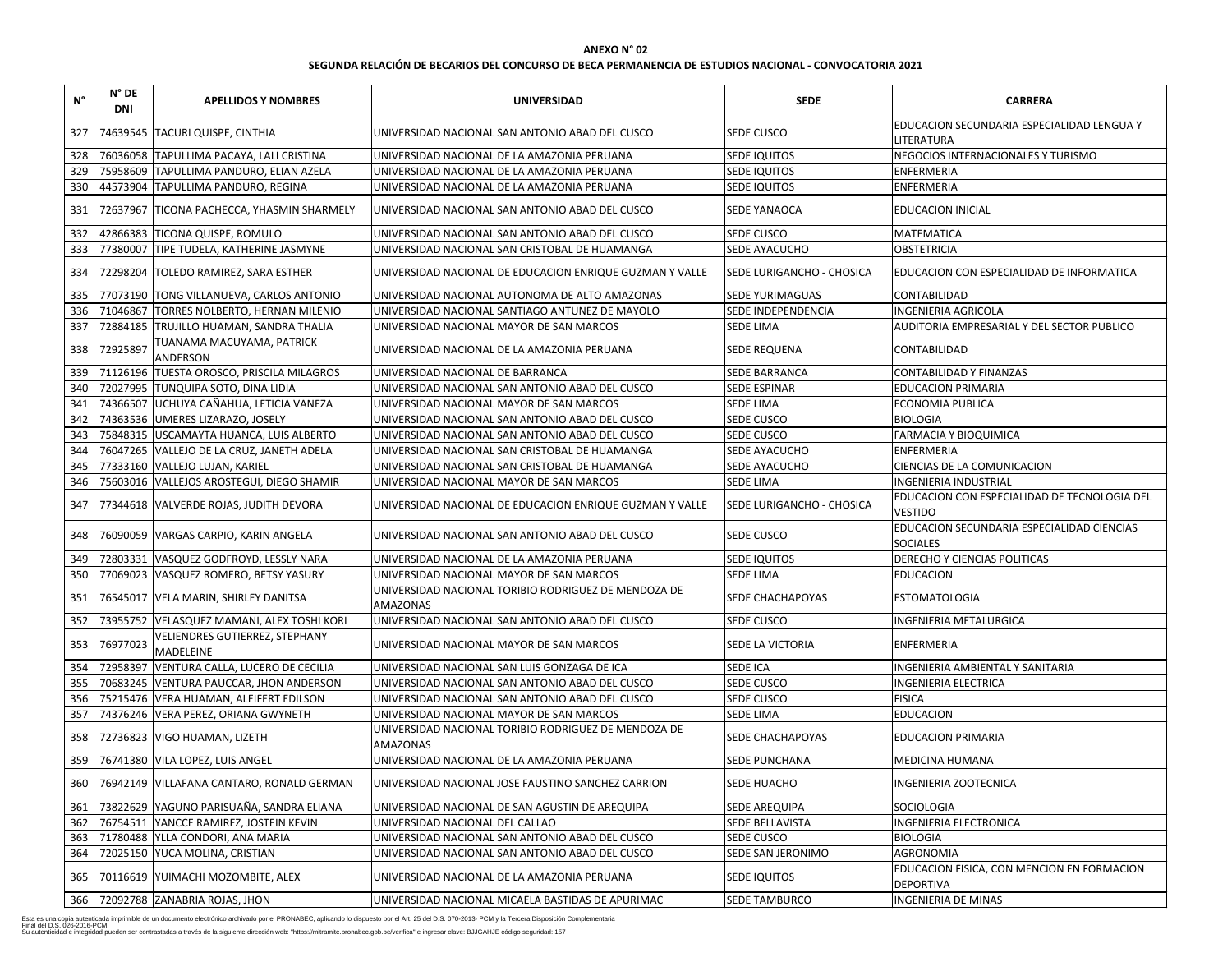**ANEXO N° 02**

**SEGUNDA RELACIÓN DE BECARIOS DEL CONCURSO DE BECA PERMANENCIA DE ESTUDIOS NACIONAL - CONVOCATORIA 2021**

| N° | N° DE DNI | APELLIDOS Y NOMBRES | UNIVERSIDAD | SEDE | CARRERA |
|---|---|---|---|---|---|
| 327 | 74639545 | TACURI QUISPE, CINTHIA | UNIVERSIDAD NACIONAL SAN ANTONIO ABAD DEL CUSCO | SEDE CUSCO | EDUCACION SECUNDARIA ESPECIALIDAD LENGUA Y LITERATURA |
| 328 | 76036058 | TAPULLIMA PACAYA, LALI CRISTINA | UNIVERSIDAD NACIONAL DE LA AMAZONIA PERUANA | SEDE IQUITOS | NEGOCIOS INTERNACIONALES Y TURISMO |
| 329 | 75958609 | TAPULLIMA PANDURO, ELIAN AZELA | UNIVERSIDAD NACIONAL DE LA AMAZONIA PERUANA | SEDE IQUITOS | ENFERMERIA |
| 330 | 44573904 | TAPULLIMA PANDURO, REGINA | UNIVERSIDAD NACIONAL DE LA AMAZONIA PERUANA | SEDE IQUITOS | ENFERMERIA |
| 331 | 72637967 | TICONA PACHECCA, YHASMIN SHARMELY | UNIVERSIDAD NACIONAL SAN ANTONIO ABAD DEL CUSCO | SEDE YANAOCA | EDUCACION INICIAL |
| 332 | 42866383 | TICONA QUISPE, ROMULO | UNIVERSIDAD NACIONAL SAN ANTONIO ABAD DEL CUSCO | SEDE CUSCO | MATEMATICA |
| 333 | 77380007 | TIPE TUDELA, KATHERINE JASMYNE | UNIVERSIDAD NACIONAL SAN CRISTOBAL DE HUAMANGA | SEDE AYACUCHO | OBSTETRICIA |
| 334 | 72298204 | TOLEDO RAMIREZ, SARA ESTHER | UNIVERSIDAD NACIONAL DE EDUCACION ENRIQUE GUZMAN Y VALLE | SEDE LURIGANCHO - CHOSICA | EDUCACION CON ESPECIALIDAD DE INFORMATICA |
| 335 | 77073190 | TONG VILLANUEVA, CARLOS ANTONIO | UNIVERSIDAD NACIONAL AUTONOMA DE ALTO AMAZONAS | SEDE YURIMAGUAS | CONTABILIDAD |
| 336 | 71046867 | TORRES NOLBERTO, HERNAN MILENIO | UNIVERSIDAD NACIONAL SANTIAGO ANTUNEZ DE MAYOLO | SEDE INDEPENDENCIA | INGENIERIA AGRICOLA |
| 337 | 72884185 | TRUJILLO HUAMAN, SANDRA THALIA | UNIVERSIDAD NACIONAL MAYOR DE SAN MARCOS | SEDE LIMA | AUDITORIA EMPRESARIAL Y DEL SECTOR PUBLICO |
| 338 | 72925897 | TUANAMA MACUYAMA, PATRICK ANDERSON | UNIVERSIDAD NACIONAL DE LA AMAZONIA PERUANA | SEDE REQUENA | CONTABILIDAD |
| 339 | 71126196 | TUESTA OROSCO, PRISCILA MILAGROS | UNIVERSIDAD NACIONAL DE BARRANCA | SEDE BARRANCA | CONTABILIDAD Y FINANZAS |
| 340 | 72027995 | TUNQUIPA SOTO, DINA LIDIA | UNIVERSIDAD NACIONAL SAN ANTONIO ABAD DEL CUSCO | SEDE ESPINAR | EDUCACION PRIMARIA |
| 341 | 74366507 | UCHUYA CAÑAHUA, LETICIA VANEZA | UNIVERSIDAD NACIONAL MAYOR DE SAN MARCOS | SEDE LIMA | ECONOMIA PUBLICA |
| 342 | 74363536 | UMERES LIZARAZO, JOSELY | UNIVERSIDAD NACIONAL SAN ANTONIO ABAD DEL CUSCO | SEDE CUSCO | BIOLOGIA |
| 343 | 75848315 | USCAMAYTA HUANCA, LUIS ALBERTO | UNIVERSIDAD NACIONAL SAN ANTONIO ABAD DEL CUSCO | SEDE CUSCO | FARMACIA Y BIOQUIMICA |
| 344 | 76047265 | VALLEJO DE LA CRUZ, JANETH ADELA | UNIVERSIDAD NACIONAL SAN CRISTOBAL DE HUAMANGA | SEDE AYACUCHO | ENFERMERIA |
| 345 | 77333160 | VALLEJO LUJAN, KARIEL | UNIVERSIDAD NACIONAL SAN CRISTOBAL DE HUAMANGA | SEDE AYACUCHO | CIENCIAS DE LA COMUNICACION |
| 346 | 75603016 | VALLEJOS AROSTEGUI, DIEGO SHAMIR | UNIVERSIDAD NACIONAL MAYOR DE SAN MARCOS | SEDE LIMA | INGENIERIA INDUSTRIAL |
| 347 | 77344618 | VALVERDE ROJAS, JUDITH DEVORA | UNIVERSIDAD NACIONAL DE EDUCACION ENRIQUE GUZMAN Y VALLE | SEDE LURIGANCHO - CHOSICA | EDUCACION CON ESPECIALIDAD DE TECNOLOGIA DEL VESTIDO |
| 348 | 76090059 | VARGAS CARPIO, KARIN ANGELA | UNIVERSIDAD NACIONAL SAN ANTONIO ABAD DEL CUSCO | SEDE CUSCO | EDUCACION SECUNDARIA ESPECIALIDAD CIENCIAS SOCIALES |
| 349 | 72803331 | VASQUEZ GODFROYD, LESSLY NARA | UNIVERSIDAD NACIONAL DE LA AMAZONIA PERUANA | SEDE IQUITOS | DERECHO Y CIENCIAS POLITICAS |
| 350 | 77069023 | VASQUEZ ROMERO, BETSY YASURY | UNIVERSIDAD NACIONAL MAYOR DE SAN MARCOS | SEDE LIMA | EDUCACION |
| 351 | 76545017 | VELA MARIN, SHIRLEY DANITSA | UNIVERSIDAD NACIONAL TORIBIO RODRIGUEZ DE MENDOZA DE AMAZONAS | SEDE CHACHAPOYAS | ESTOMATOLOGIA |
| 352 | 73955752 | VELASQUEZ MAMANI, ALEX TOSHI KORI | UNIVERSIDAD NACIONAL SAN ANTONIO ABAD DEL CUSCO | SEDE CUSCO | INGENIERIA METALURGICA |
| 353 | 76977023 | VELIENDRES GUTIERREZ, STEPHANY MADELEINE | UNIVERSIDAD NACIONAL MAYOR DE SAN MARCOS | SEDE LA VICTORIA | ENFERMERIA |
| 354 | 72958397 | VENTURA CALLA, LUCERO DE CECILIA | UNIVERSIDAD NACIONAL SAN LUIS GONZAGA DE ICA | SEDE ICA | INGENIERIA AMBIENTAL Y SANITARIA |
| 355 | 70683245 | VENTURA PAUCCAR, JHON ANDERSON | UNIVERSIDAD NACIONAL SAN ANTONIO ABAD DEL CUSCO | SEDE CUSCO | INGENIERIA ELECTRICA |
| 356 | 75215476 | VERA HUAMAN, ALEIFERT EDILSON | UNIVERSIDAD NACIONAL SAN ANTONIO ABAD DEL CUSCO | SEDE CUSCO | FISICA |
| 357 | 74376246 | VERA PEREZ, ORIANA GWYNETH | UNIVERSIDAD NACIONAL MAYOR DE SAN MARCOS | SEDE LIMA | EDUCACION |
| 358 | 72736823 | VIGO HUAMAN, LIZETH | UNIVERSIDAD NACIONAL TORIBIO RODRIGUEZ DE MENDOZA DE AMAZONAS | SEDE CHACHAPOYAS | EDUCACION PRIMARIA |
| 359 | 76741380 | VILA LOPEZ, LUIS ANGEL | UNIVERSIDAD NACIONAL DE LA AMAZONIA PERUANA | SEDE PUNCHANA | MEDICINA HUMANA |
| 360 | 76942149 | VILLAFANA CANTARO, RONALD GERMAN | UNIVERSIDAD NACIONAL JOSE FAUSTINO SANCHEZ CARRION | SEDE HUACHO | INGENIERIA ZOOTECNICA |
| 361 | 73822629 | YAGUNO PARISUAÑA, SANDRA ELIANA | UNIVERSIDAD NACIONAL DE SAN AGUSTIN DE AREQUIPA | SEDE AREQUIPA | SOCIOLOGIA |
| 362 | 76754511 | YANCCE RAMIREZ, JOSTEIN KEVIN | UNIVERSIDAD NACIONAL DEL CALLAO | SEDE BELLAVISTA | INGENIERIA ELECTRONICA |
| 363 | 71780488 | YLLA CONDORI, ANA MARIA | UNIVERSIDAD NACIONAL SAN ANTONIO ABAD DEL CUSCO | SEDE CUSCO | BIOLOGIA |
| 364 | 72025150 | YUCA MOLINA, CRISTIAN | UNIVERSIDAD NACIONAL SAN ANTONIO ABAD DEL CUSCO | SEDE SAN JERONIMO | AGRONOMIA |
| 365 | 70116619 | YUIMACHI MOZOMBITE, ALEX | UNIVERSIDAD NACIONAL DE LA AMAZONIA PERUANA | SEDE IQUITOS | EDUCACION FISICA, CON MENCION EN FORMACION DEPORTIVA |
| 366 | 72092788 | ZANABRIA ROJAS, JHON | UNIVERSIDAD NACIONAL MICAELA BASTIDAS DE APURIMAC | SEDE TAMBURCO | INGENIERIA DE MINAS |

Esta es una copia autenticada imprimible de un documento electrónico archivado por el PRONABEC, aplicando lo dispuesto por el Art. 25 del D.S. 070-2013- PCM y la Tercera Disposición Complementaria Final del D.S. 026-2016-PCM.
Su autenticidad e integridad pueden ser contrastadas a través de la siguiente dirección web: "https://mitramite.pronabec.gob.pe/verifica" e ingresar clave: BJJGAHJE código seguridad: 157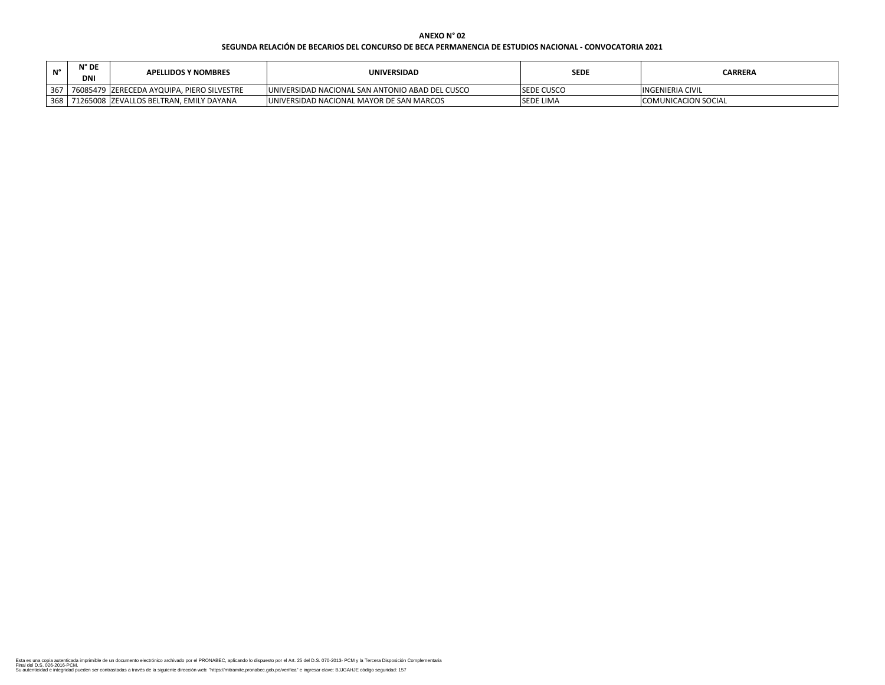**ANEXO N° 02**

**SEGUNDA RELACIÓN DE BECARIOS DEL CONCURSO DE BECA PERMANENCIA DE ESTUDIOS NACIONAL - CONVOCATORIA 2021**

| N° | N° DE DNI | APELLIDOS Y NOMBRES | UNIVERSIDAD | SEDE | CARRERA |
|---|---|---|---|---|---|
| 367 | 76085479 | ZERECEDA AYQUIPA, PIERO SILVESTRE | UNIVERSIDAD NACIONAL SAN ANTONIO ABAD DEL CUSCO | SEDE CUSCO | INGENIERIA CIVIL |
| 368 | 71265008 | ZEVALLOS BELTRAN, EMILY DAYANA | UNIVERSIDAD NACIONAL MAYOR DE SAN MARCOS | SEDE LIMA | COMUNICACION SOCIAL |

Esta es una copia autenticada imprimible de un documento electrónico archivado por el PRONABEC, aplicando lo dispuesto por el Art. 25 del D.S. 070-2013- PCM y la Tercera Disposición Complementaria Final del D.S. 026-2016-PCM.
Su autenticidad e integridad pueden ser contrastadas a través de la siguiente dirección web: "https://mitramite.pronabec.gob.pe/verifica" e ingresar clave: BJJGAHJE código seguridad: 157